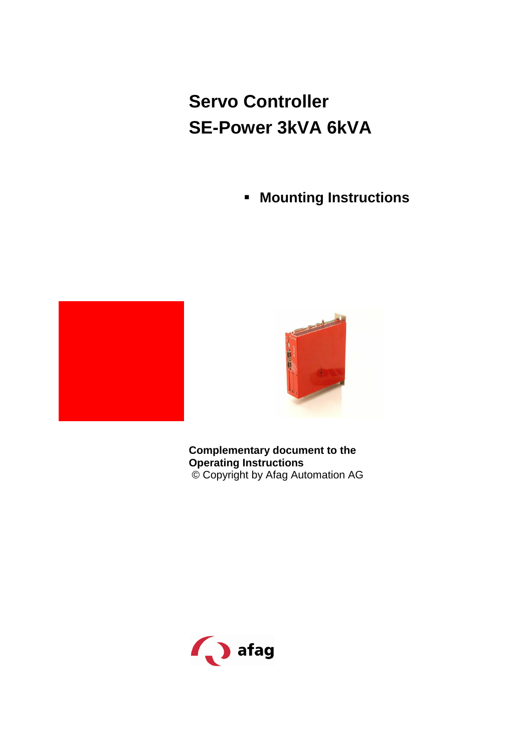# Servo Controller
# SE-Power 3kVA 6kVA

- **Mounting Instructions**

**Complementary document to the Operating Instructions**

© Copyright by Afag Automation AG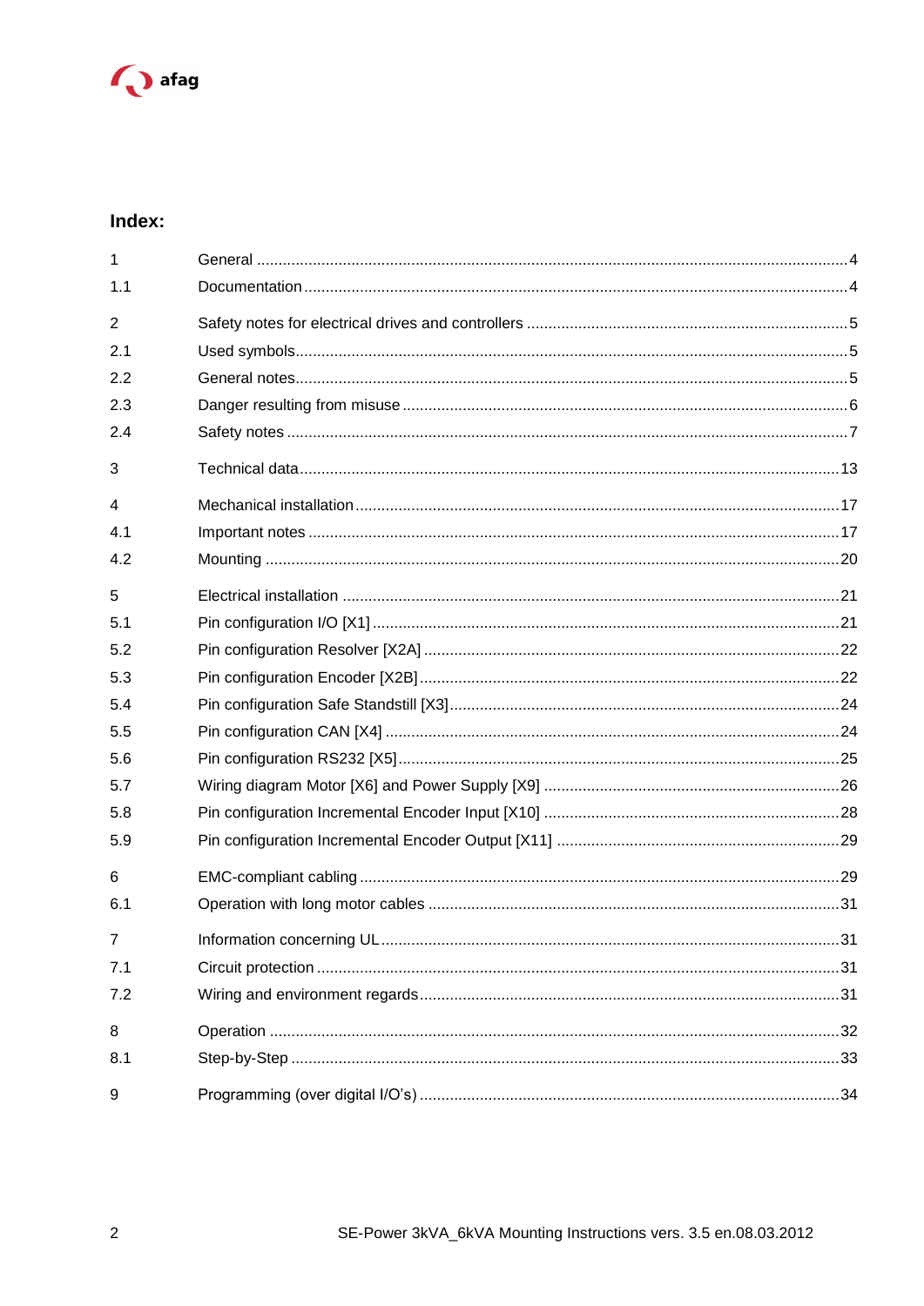## Index:

| | | |
|---|---|---|
| 1 | General | 4 |
| 1.1 | Documentation | 4 |
| 2 | Safety notes for electrical drives and controllers | 5 |
| 2.1 | Used symbols | 5 |
| 2.2 | General notes | 5 |
| 2.3 | Danger resulting from misuse | 6 |
| 2.4 | Safety notes | 7 |
| 3 | Technical data | 13 |
| 4 | Mechanical installation | 17 |
| 4.1 | Important notes | 17 |
| 4.2 | Mounting | 20 |
| 5 | Electrical installation | 21 |
| 5.1 | Pin configuration I/O [X1] | 21 |
| 5.2 | Pin configuration Resolver [X2A] | 22 |
| 5.3 | Pin configuration Encoder [X2B] | 22 |
| 5.4 | Pin configuration Safe Standstill [X3] | 24 |
| 5.5 | Pin configuration CAN [X4] | 24 |
| 5.6 | Pin configuration RS232 [X5] | 25 |
| 5.7 | Wiring diagram Motor [X6] and Power Supply [X9] | 26 |
| 5.8 | Pin configuration Incremental Encoder Input [X10] | 28 |
| 5.9 | Pin configuration Incremental Encoder Output [X11] | 29 |
| 6 | EMC-compliant cabling | 29 |
| 6.1 | Operation with long motor cables | 31 |
| 7 | Information concerning UL | 31 |
| 7.1 | Circuit protection | 31 |
| 7.2 | Wiring and environment regards | 31 |
| 8 | Operation | 32 |
| 8.1 | Step-by-Step | 33 |
| 9 | Programming (over digital I/O's) | 34 |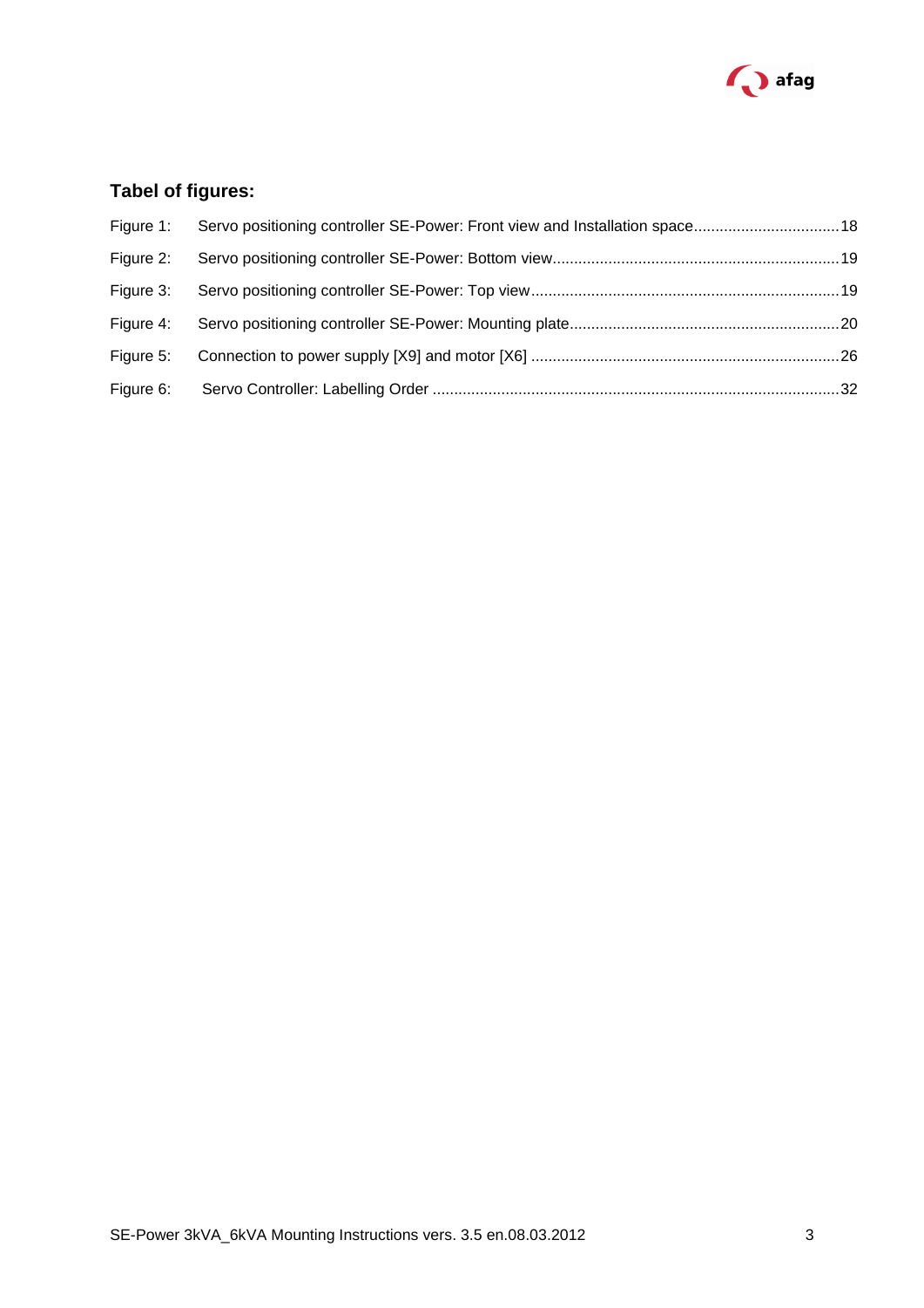## Tabel of figures:

Figure 1: Servo positioning controller SE-Power: Front view and Installation space.................................18

Figure 2: Servo positioning controller SE-Power: Bottom view.................................................................19

Figure 3: Servo positioning controller SE-Power: Top view......................................................................19

Figure 4: Servo positioning controller SE-Power: Mounting plate.............................................................20

Figure 5: Connection to power supply [X9] and motor [X6] .......................................................................26

Figure 6: Servo Controller: Labelling Order .............................................................................................32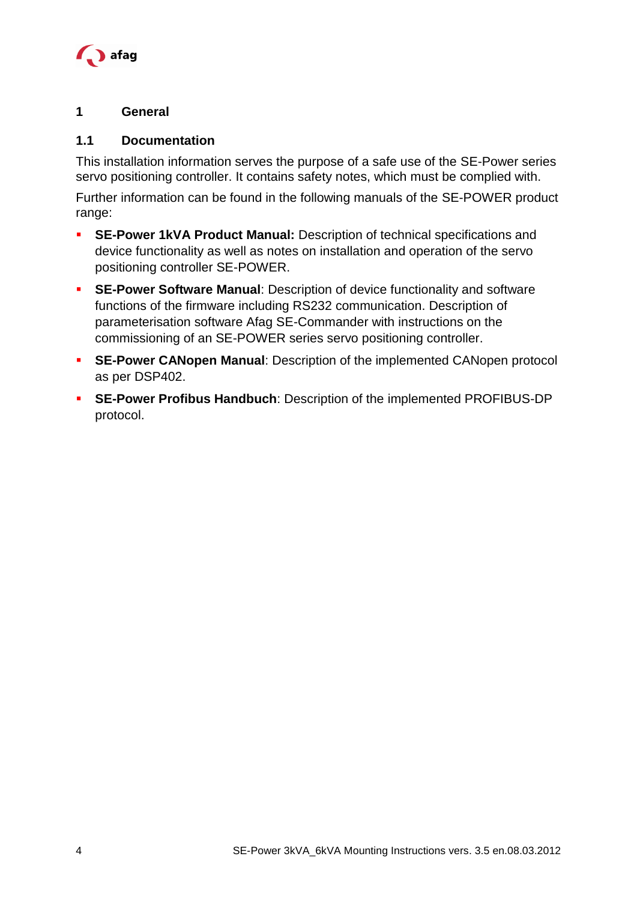# 1 General

## 1.1 Documentation

This installation information serves the purpose of a safe use of the SE-Power series servo positioning controller. It contains safety notes, which must be complied with.

Further information can be found in the following manuals of the SE-POWER product range:

- **SE-Power 1kVA Product Manual:** Description of technical specifications and device functionality as well as notes on installation and operation of the servo positioning controller SE-POWER.
- **SE-Power Software Manual**: Description of device functionality and software functions of the firmware including RS232 communication. Description of parameterisation software Afag SE-Commander with instructions on the commissioning of an SE-POWER series servo positioning controller.
- **SE-Power CANopen Manual**: Description of the implemented CANopen protocol as per DSP402.
- **SE-Power Profibus Handbuch**: Description of the implemented PROFIBUS-DP protocol.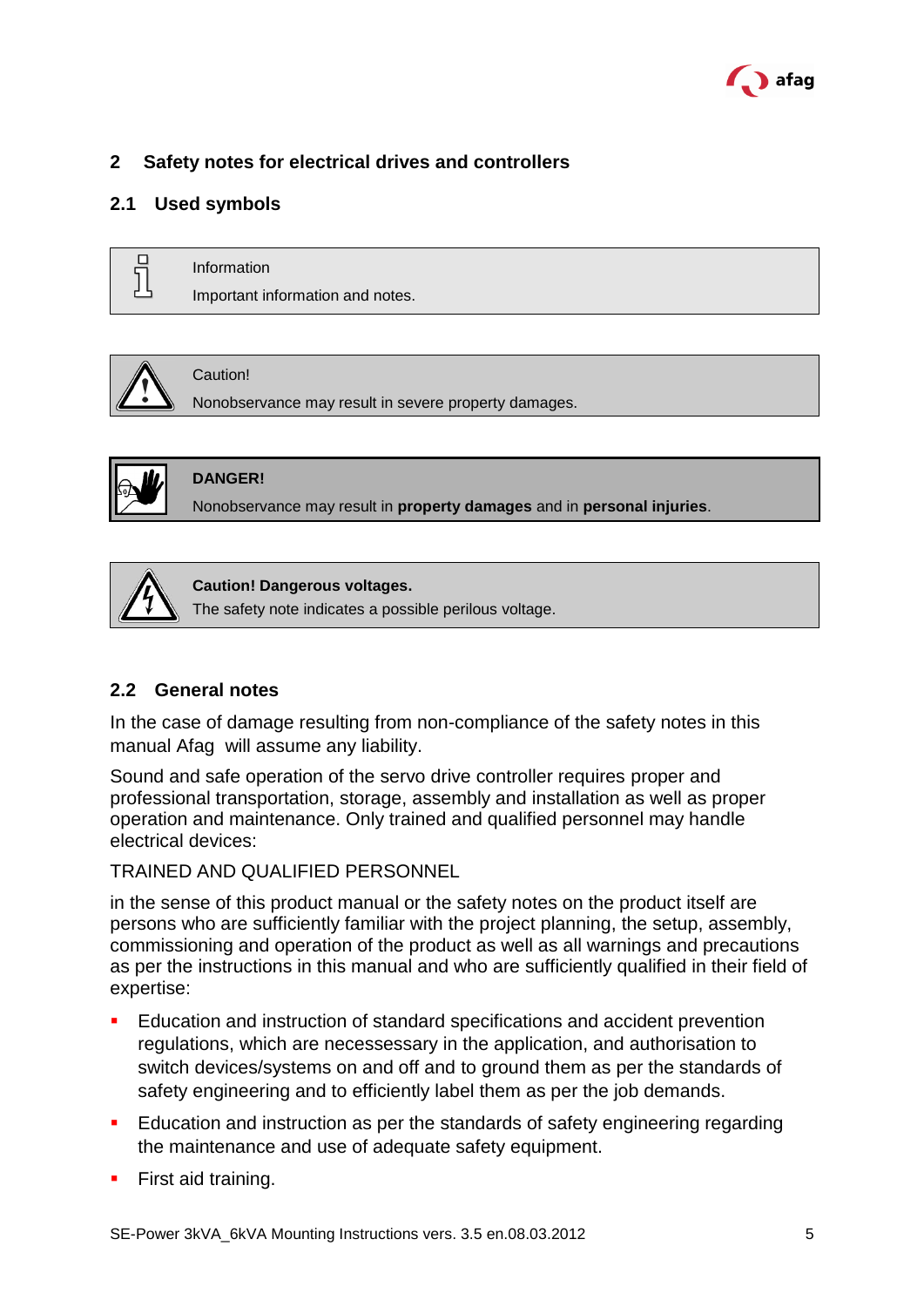## 2 Safety notes for electrical drives and controllers

### 2.1 Used symbols

| | |
|---|---|
| | Information<br>Important information and notes. |

| | |
|---|---|
| | Caution!<br>Nonobservance may result in severe property damages. |

| | |
|---|---|
| | **DANGER!**<br>Nonobservance may result in **property damages** and in **personal injuries**. |

| | |
|---|---|
| | **Caution! Dangerous voltages.**<br>The safety note indicates a possible perilous voltage. |

### 2.2 General notes

In the case of damage resulting from non-compliance of the safety notes in this manual Afag  will assume any liability.

Sound and safe operation of the servo drive controller requires proper and professional transportation, storage, assembly and installation as well as proper operation and maintenance. Only trained and qualified personnel may handle electrical devices:

TRAINED AND QUALIFIED PERSONNEL

in the sense of this product manual or the safety notes on the product itself are persons who are sufficiently familiar with the project planning, the setup, assembly, commissioning and operation of the product as well as all warnings and precautions as per the instructions in this manual and who are sufficiently qualified in their field of expertise:

- Education and instruction of standard specifications and accident prevention regulations, which are necessessary in the application, and authorisation to switch devices/systems on and off and to ground them as per the standards of safety engineering and to efficiently label them as per the job demands.
- Education and instruction as per the standards of safety engineering regarding the maintenance and use of adequate safety equipment.
- First aid training.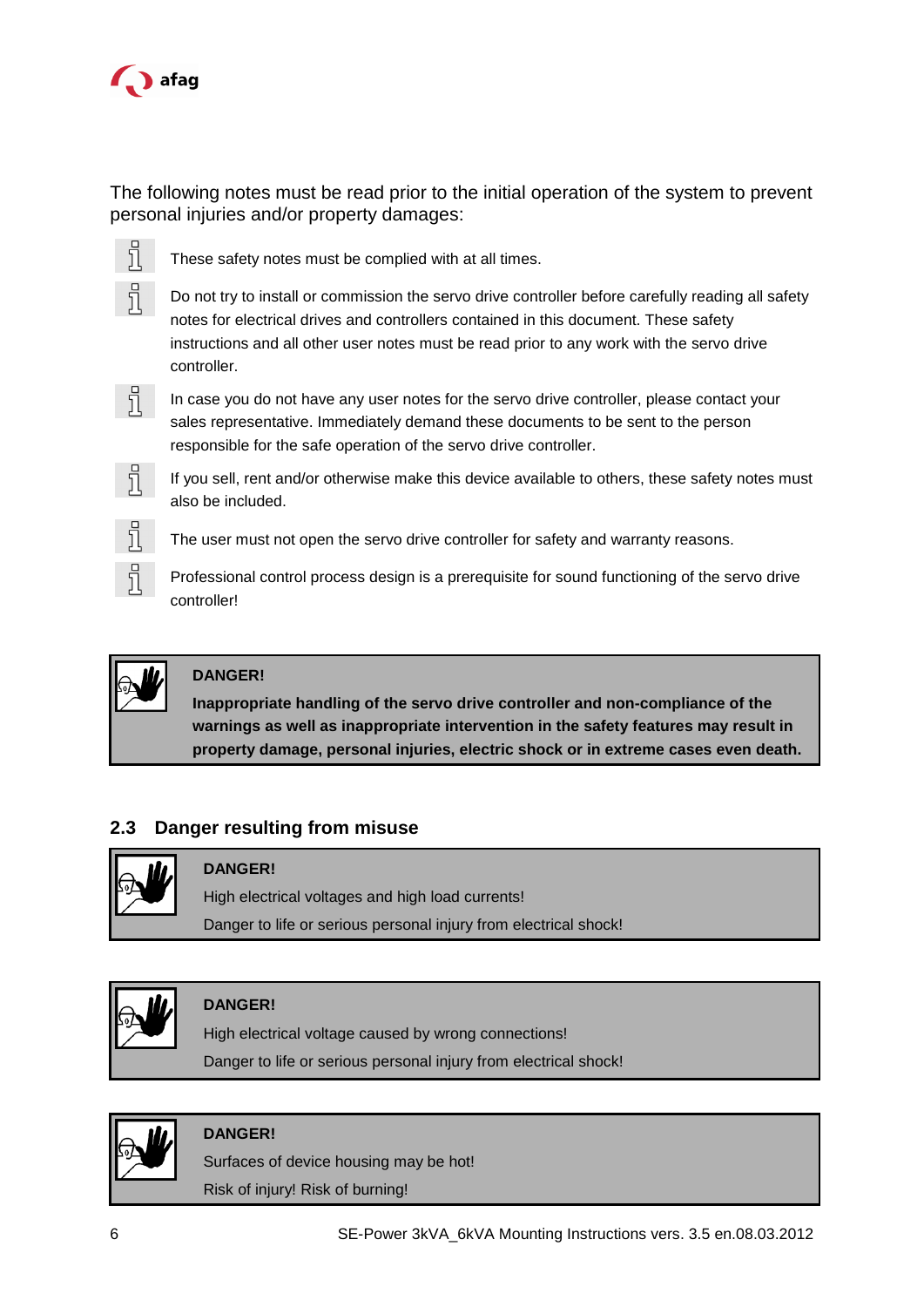The following notes must be read prior to the initial operation of the system to prevent personal injuries and/or property damages:

- These safety notes must be complied with at all times.
- Do not try to install or commission the servo drive controller before carefully reading all safety notes for electrical drives and controllers contained in this document. These safety instructions and all other user notes must be read prior to any work with the servo drive controller.
- In case you do not have any user notes for the servo drive controller, please contact your sales representative. Immediately demand these documents to be sent to the person responsible for the safe operation of the servo drive controller.
- If you sell, rent and/or otherwise make this device available to others, these safety notes must also be included.
- The user must not open the servo drive controller for safety and warranty reasons.
- Professional control process design is a prerequisite for sound functioning of the servo drive controller!

> **DANGER!**
>
> **Inappropriate handling of the servo drive controller and non-compliance of the warnings as well as inappropriate intervention in the safety features may result in property damage, personal injuries, electric shock or in extreme cases even death.**

## 2.3 Danger resulting from misuse

> **DANGER!**
>
> High electrical voltages and high load currents!
>
> Danger to life or serious personal injury from electrical shock!

> **DANGER!**
>
> High electrical voltage caused by wrong connections!
>
> Danger to life or serious personal injury from electrical shock!

> **DANGER!**
>
> Surfaces of device housing may be hot!
>
> Risk of injury! Risk of burning!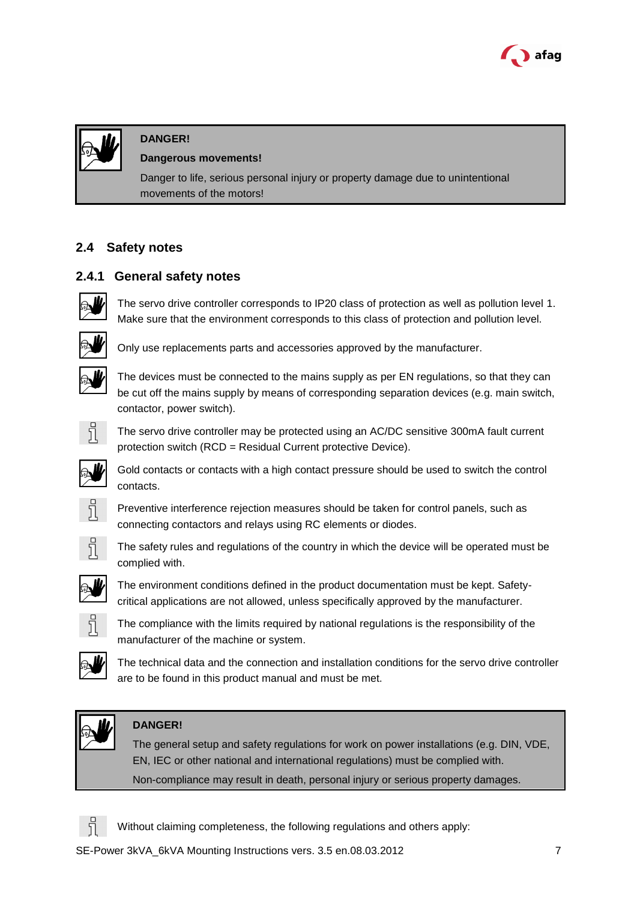> **DANGER!**
>
> **Dangerous movements!**
>
> Danger to life, serious personal injury or property damage due to unintentional movements of the motors!

## 2.4 Safety notes

### 2.4.1 General safety notes

The servo drive controller corresponds to IP20 class of protection as well as pollution level 1. Make sure that the environment corresponds to this class of protection and pollution level.

Only use replacements parts and accessories approved by the manufacturer.

The devices must be connected to the mains supply as per EN regulations, so that they can be cut off the mains supply by means of corresponding separation devices (e.g. main switch, contactor, power switch).

The servo drive controller may be protected using an AC/DC sensitive 300mA fault current protection switch (RCD = Residual Current protective Device).

Gold contacts or contacts with a high contact pressure should be used to switch the control contacts.

Preventive interference rejection measures should be taken for control panels, such as connecting contactors and relays using RC elements or diodes.

The safety rules and regulations of the country in which the device will be operated must be complied with.

The environment conditions defined in the product documentation must be kept. Safety-critical applications are not allowed, unless specifically approved by the manufacturer.

The compliance with the limits required by national regulations is the responsibility of the manufacturer of the machine or system.

The technical data and the connection and installation conditions for the servo drive controller are to be found in this product manual and must be met.

> **DANGER!**
>
> The general setup and safety regulations for work on power installations (e.g. DIN, VDE, EN, IEC or other national and international regulations) must be complied with.
>
> Non-compliance may result in death, personal injury or serious property damages.

Without claiming completeness, the following regulations and others apply: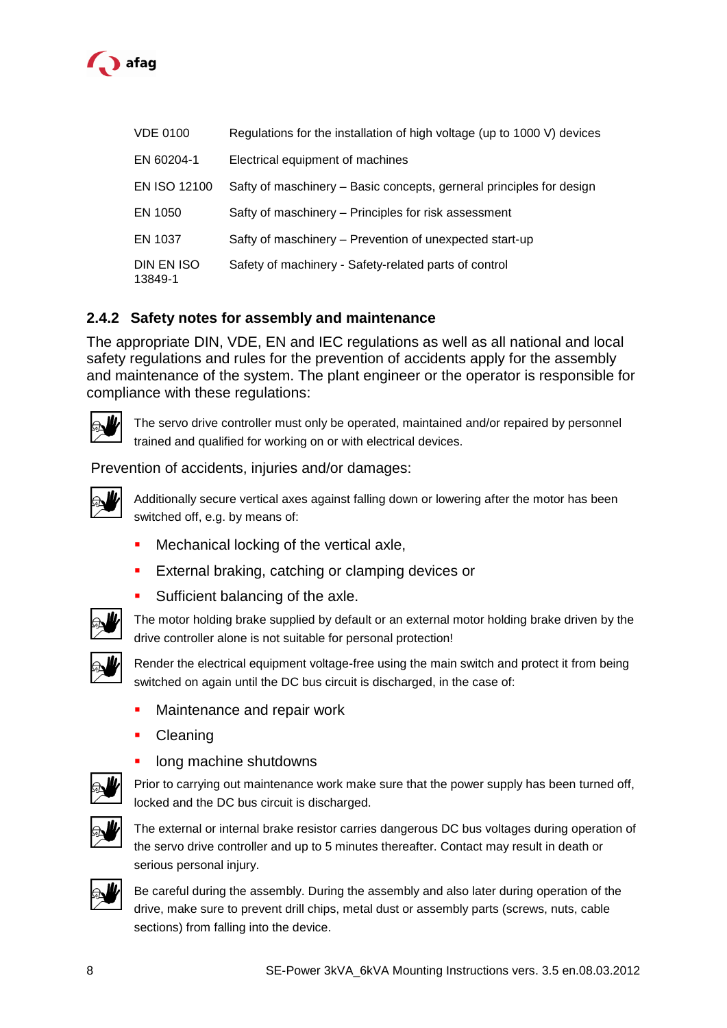| | |
|---|---|
| VDE 0100 | Regulations for the installation of high voltage (up to 1000 V) devices |
| EN 60204-1 | Electrical equipment of machines |
| EN ISO 12100 | Safty of maschinery – Basic concepts, gerneral principles for design |
| EN 1050 | Safty of maschinery – Principles for risk assessment |
| EN 1037 | Safty of maschinery – Prevention of unexpected start-up |
| DIN EN ISO 13849-1 | Safety of machinery - Safety-related parts of control |

### 2.4.2 Safety notes for assembly and maintenance

The appropriate DIN, VDE, EN and IEC regulations as well as all national and local safety regulations and rules for the prevention of accidents apply for the assembly and maintenance of the system. The plant engineer or the operator is responsible for compliance with these regulations:

The servo drive controller must only be operated, maintained and/or repaired by personnel trained and qualified for working on or with electrical devices.

Prevention of accidents, injuries and/or damages:

Additionally secure vertical axes against falling down or lowering after the motor has been switched off, e.g. by means of:

- Mechanical locking of the vertical axle,
- External braking, catching or clamping devices or
- Sufficient balancing of the axle.

The motor holding brake supplied by default or an external motor holding brake driven by the drive controller alone is not suitable for personal protection!

Render the electrical equipment voltage-free using the main switch and protect it from being switched on again until the DC bus circuit is discharged, in the case of:

- Maintenance and repair work
- Cleaning
- long machine shutdowns

Prior to carrying out maintenance work make sure that the power supply has been turned off, locked and the DC bus circuit is discharged.

The external or internal brake resistor carries dangerous DC bus voltages during operation of the servo drive controller and up to 5 minutes thereafter. Contact may result in death or serious personal injury.

Be careful during the assembly. During the assembly and also later during operation of the drive, make sure to prevent drill chips, metal dust or assembly parts (screws, nuts, cable sections) from falling into the device.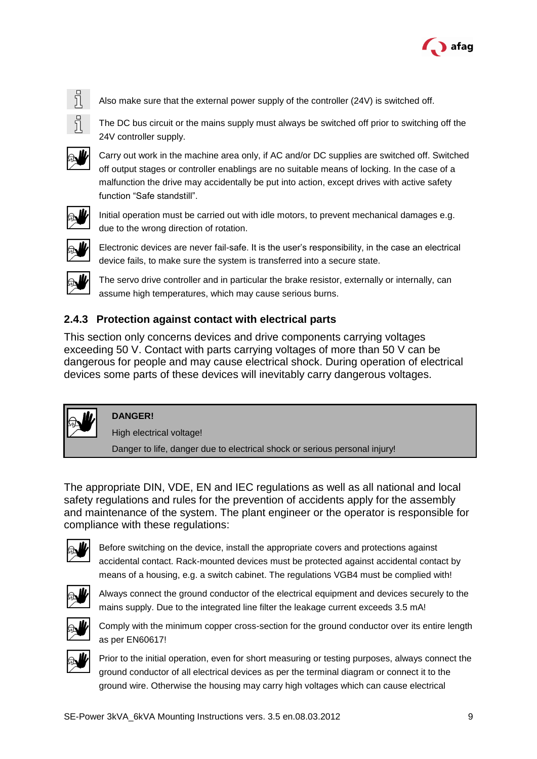Also make sure that the external power supply of the controller (24V) is switched off.

The DC bus circuit or the mains supply must always be switched off prior to switching off the 24V controller supply.

Carry out work in the machine area only, if AC and/or DC supplies are switched off. Switched off output stages or controller enablings are no suitable means of locking. In the case of a malfunction the drive may accidentally be put into action, except drives with active safety function “Safe standstill”.

Initial operation must be carried out with idle motors, to prevent mechanical damages e.g. due to the wrong direction of rotation.

Electronic devices are never fail-safe. It is the user’s responsibility, in the case an electrical device fails, to make sure the system is transferred into a secure state.

The servo drive controller and in particular the brake resistor, externally or internally, can assume high temperatures, which may cause serious burns.

### 2.4.3 Protection against contact with electrical parts

This section only concerns devices and drive components carrying voltages exceeding 50 V. Contact with parts carrying voltages of more than 50 V can be dangerous for people and may cause electrical shock. During operation of electrical devices some parts of these devices will inevitably carry dangerous voltages.

> **DANGER!**
>
> High electrical voltage!
>
> Danger to life, danger due to electrical shock or serious personal injury!

The appropriate DIN, VDE, EN and IEC regulations as well as all national and local safety regulations and rules for the prevention of accidents apply for the assembly and maintenance of the system. The plant engineer or the operator is responsible for compliance with these regulations:

Before switching on the device, install the appropriate covers and protections against accidental contact. Rack-mounted devices must be protected against accidental contact by means of a housing, e.g. a switch cabinet. The regulations VGB4 must be complied with!

Always connect the ground conductor of the electrical equipment and devices securely to the mains supply. Due to the integrated line filter the leakage current exceeds 3.5 mA!

Comply with the minimum copper cross-section for the ground conductor over its entire length as per EN60617!

Prior to the initial operation, even for short measuring or testing purposes, always connect the ground conductor of all electrical devices as per the terminal diagram or connect it to the ground wire. Otherwise the housing may carry high voltages which can cause electrical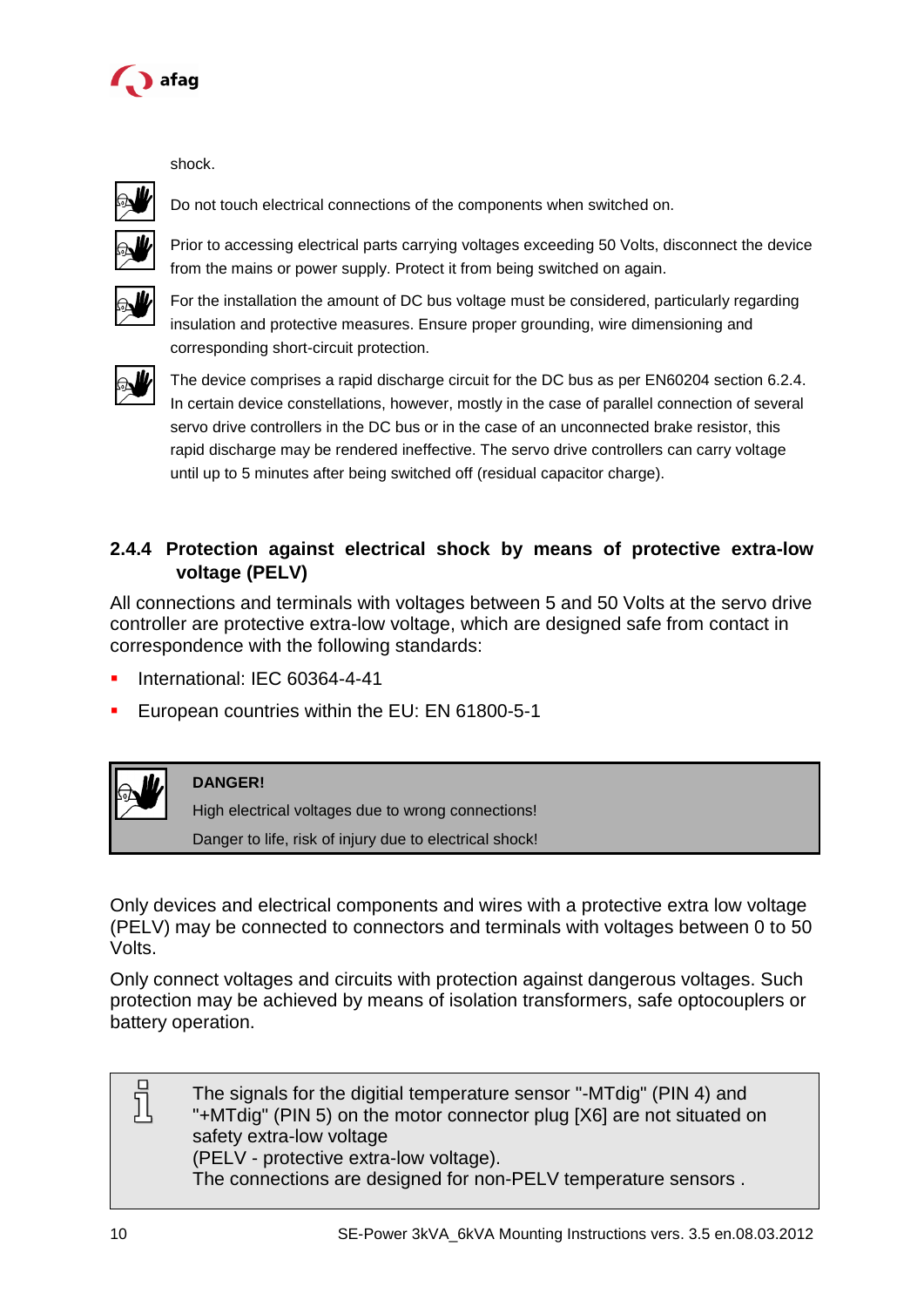shock.

Do not touch electrical connections of the components when switched on.

Prior to accessing electrical parts carrying voltages exceeding 50 Volts, disconnect the device from the mains or power supply. Protect it from being switched on again.

For the installation the amount of DC bus voltage must be considered, particularly regarding insulation and protective measures. Ensure proper grounding, wire dimensioning and corresponding short-circuit protection.

The device comprises a rapid discharge circuit for the DC bus as per EN60204 section 6.2.4. In certain device constellations, however, mostly in the case of parallel connection of several servo drive controllers in the DC bus or in the case of an unconnected brake resistor, this rapid discharge may be rendered ineffective. The servo drive controllers can carry voltage until up to 5 minutes after being switched off (residual capacitor charge).

### 2.4.4 Protection against electrical shock by means of protective extra-low voltage (PELV)

All connections and terminals with voltages between 5 and 50 Volts at the servo drive controller are protective extra-low voltage, which are designed safe from contact in correspondence with the following standards:

- International: IEC 60364-4-41
- European countries within the EU: EN 61800-5-1

**DANGER!**

High electrical voltages due to wrong connections!

Danger to life, risk of injury due to electrical shock!

Only devices and electrical components and wires with a protective extra low voltage (PELV) may be connected to connectors and terminals with voltages between 0 to 50 Volts.

Only connect voltages and circuits with protection against dangerous voltages. Such protection may be achieved by means of isolation transformers, safe optocouplers or battery operation.

The signals for the digitial temperature sensor "-MTdig" (PIN 4) and "+MTdig" (PIN 5) on the motor connector plug [X6] are not situated on safety extra-low voltage
(PELV - protective extra-low voltage).
The connections are designed for non-PELV temperature sensors .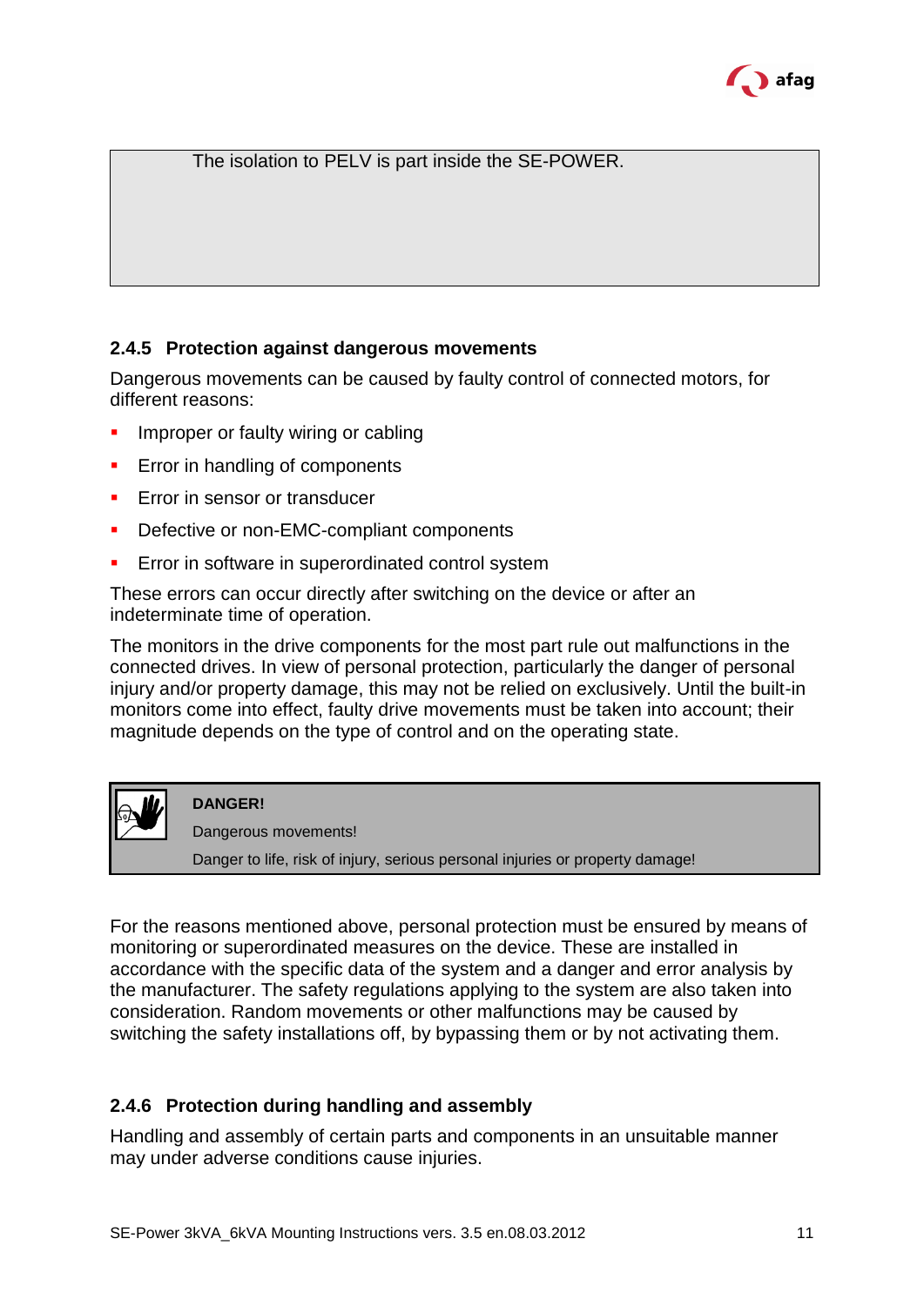The isolation to PELV is part inside the SE-POWER.

### 2.4.5 Protection against dangerous movements

Dangerous movements can be caused by faulty control of connected motors, for different reasons:

- Improper or faulty wiring or cabling
- Error in handling of components
- Error in sensor or transducer
- Defective or non-EMC-compliant components
- Error in software in superordinated control system

These errors can occur directly after switching on the device or after an indeterminate time of operation.

The monitors in the drive components for the most part rule out malfunctions in the connected drives. In view of personal protection, particularly the danger of personal injury and/or property damage, this may not be relied on exclusively. Until the built-in monitors come into effect, faulty drive movements must be taken into account; their magnitude depends on the type of control and on the operating state.

**DANGER!**

Dangerous movements!

Danger to life, risk of injury, serious personal injuries or property damage!

For the reasons mentioned above, personal protection must be ensured by means of monitoring or superordinated measures on the device. These are installed in accordance with the specific data of the system and a danger and error analysis by the manufacturer. The safety regulations applying to the system are also taken into consideration. Random movements or other malfunctions may be caused by switching the safety installations off, by bypassing them or by not activating them.

### 2.4.6 Protection during handling and assembly

Handling and assembly of certain parts and components in an unsuitable manner may under adverse conditions cause injuries.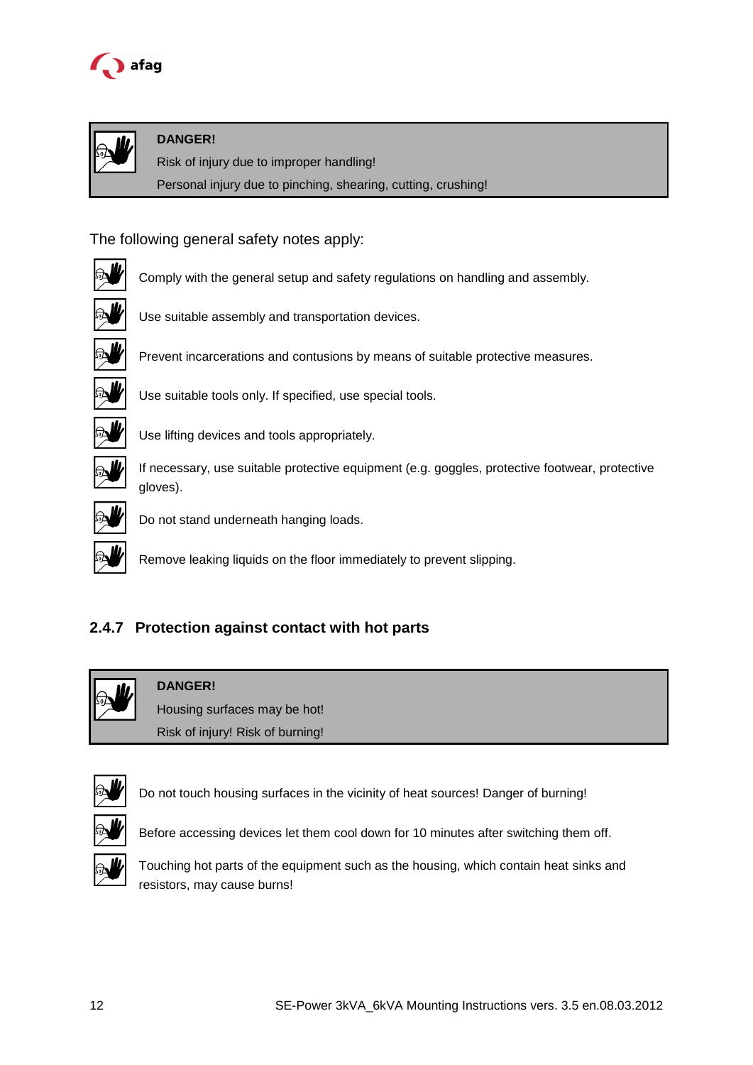> **DANGER!**
> Risk of injury due to improper handling!
> Personal injury due to pinching, shearing, cutting, crushing!

The following general safety notes apply:

- Comply with the general setup and safety regulations on handling and assembly.
- Use suitable assembly and transportation devices.
- Prevent incarcerations and contusions by means of suitable protective measures.
- Use suitable tools only. If specified, use special tools.
- Use lifting devices and tools appropriately.
- If necessary, use suitable protective equipment (e.g. goggles, protective footwear, protective gloves).
- Do not stand underneath hanging loads.
- Remove leaking liquids on the floor immediately to prevent slipping.

### 2.4.7 Protection against contact with hot parts

> **DANGER!**
> Housing surfaces may be hot!
> Risk of injury! Risk of burning!

- Do not touch housing surfaces in the vicinity of heat sources! Danger of burning!
- Before accessing devices let them cool down for 10 minutes after switching them off.
- Touching hot parts of the equipment such as the housing, which contain heat sinks and resistors, may cause burns!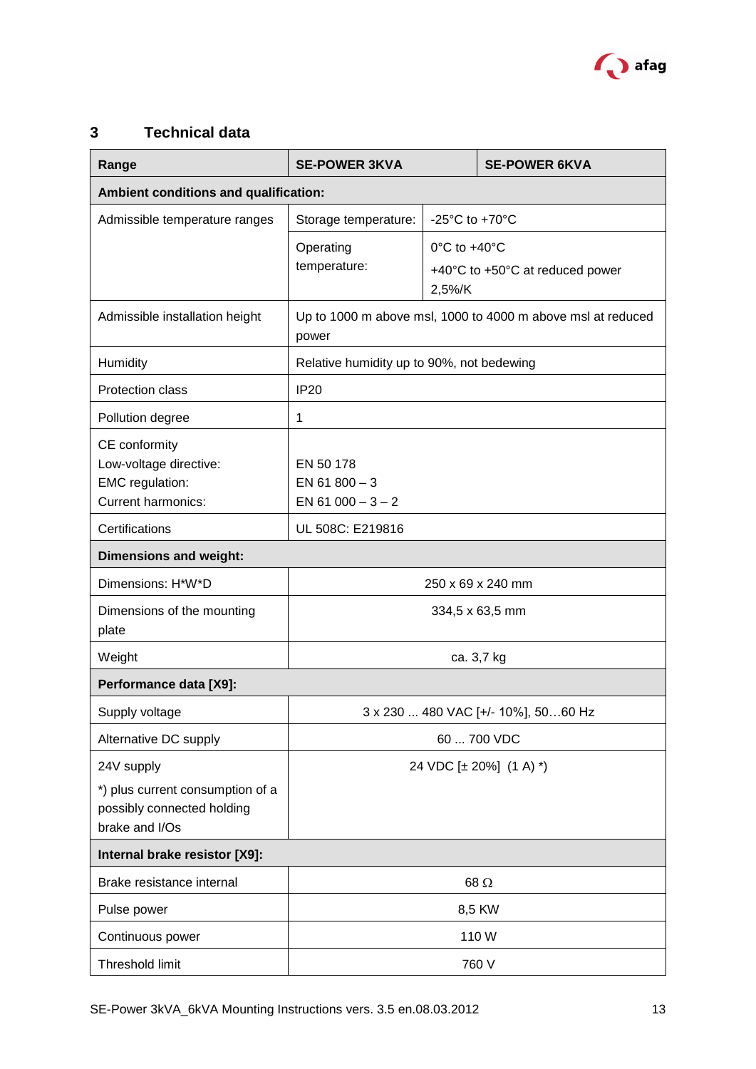# 3 Technical data

| Range | SE-POWER 3KVA | | SE-POWER 6KVA |
|---|---|---|---|
| **Ambient conditions and qualification:** | | | |
| Admissible temperature ranges | Storage temperature: | -25°C to +70°C | |
| | Operating temperature: | 0°C to +40°C<br>+40°C to +50°C at reduced power 2,5%/K | |
| Admissible installation height | Up to 1000 m above msl, 1000 to 4000 m above msl at reduced power | | |
| Humidity | Relative humidity up to 90%, not bedewing | | |
| Protection class | IP20 | | |
| Pollution degree | 1 | | |
| CE conformity<br>Low-voltage directive:<br>EMC regulation:<br>Current harmonics: | EN 50 178<br>EN 61 800 – 3<br>EN 61 000 – 3 – 2 | | |
| Certifications | UL 508C: E219816 | | |
| **Dimensions and weight:** | | | |
| Dimensions: H*W*D | 250 x 69 x 240 mm | | |
| Dimensions of the mounting plate | 334,5 x 63,5 mm | | |
| Weight | ca. 3,7 kg | | |
| **Performance data [X9]:** | | | |
| Supply voltage | 3 x 230 ... 480 VAC [+/- 10%], 50…60 Hz | | |
| Alternative DC supply | 60 ... 700 VDC | | |
| 24V supply<br>*) plus current consumption of a possibly connected holding brake and I/Os | 24 VDC [± 20%] (1 A) *) | | |
| **Internal brake resistor [X9]:** | | | |
| Brake resistance internal | 68 Ω | | |
| Pulse power | 8,5 KW | | |
| Continuous power | 110 W | | |
| Threshold limit | 760 V | | |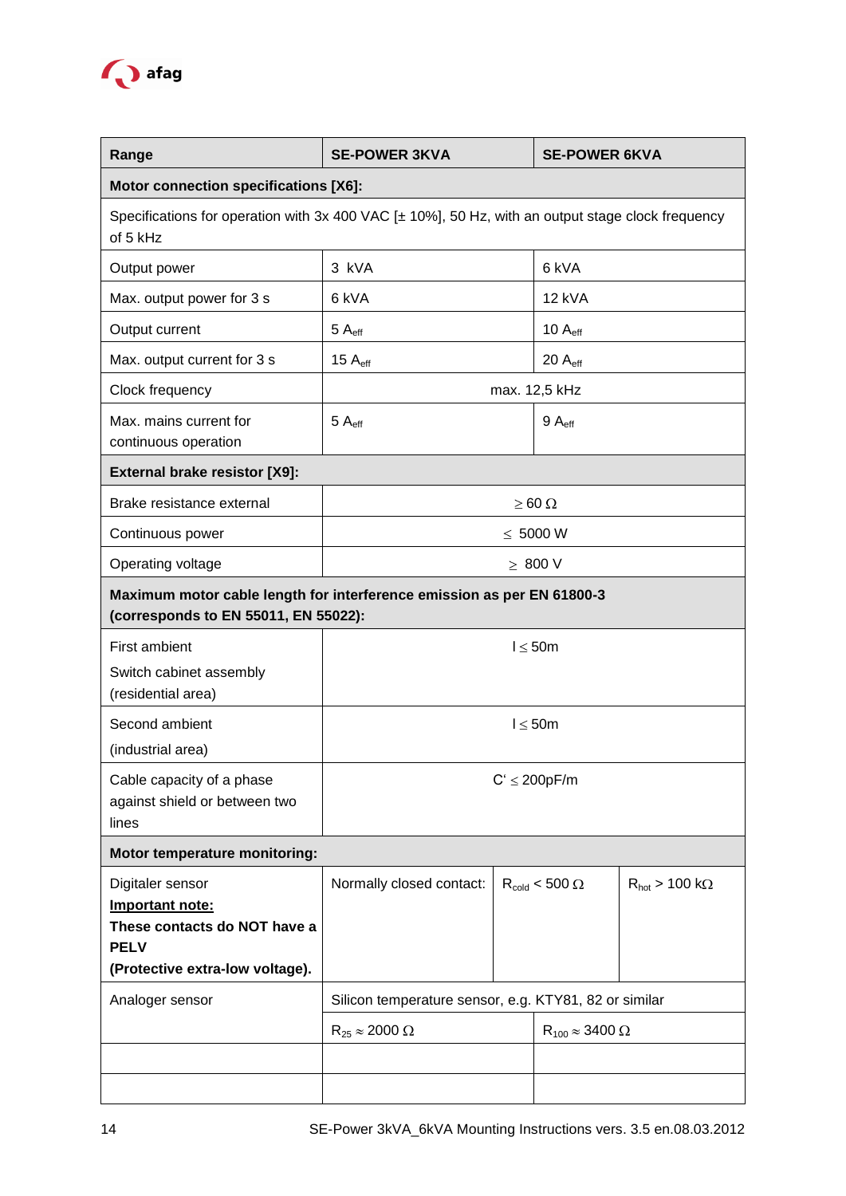| Range | SE-POWER 3KVA | SE-POWER 6KVA |
|---|---|---|
| **Motor connection specifications [X6]:** | | |
| Specifications for operation with 3x 400 VAC [± 10%], 50 Hz, with an output stage clock frequency of 5 kHz | | |
| Output power | 3 kVA | 6 kVA |
| Max. output power for 3 s | 6 kVA | 12 kVA |
| Output current | 5 $A_{eff}$ | 10 $A_{eff}$ |
| Max. output current for 3 s | 15 $A_{eff}$ | 20 $A_{eff}$ |
| Clock frequency | max. 12,5 kHz | |
| Max. mains current for continuous operation | 5 $A_{eff}$ | 9 $A_{eff}$ |
| **External brake resistor [X9]:** | | |
| Brake resistance external | $\geq 60\ \Omega$ | |
| Continuous power | $\leq$ 5000 W | |
| Operating voltage | $\geq$ 800 V | |
| **Maximum motor cable length for interference emission as per EN 61800-3 (corresponds to EN 55011, EN 55022):** | | |
| First ambient<br>Switch cabinet assembly (residential area) | $l \leq 50m$ | |
| Second ambient<br>(industrial area) | $l \leq 50m$ | |
| Cable capacity of a phase against shield or between two lines | $C' \leq 200pF/m$ | |
| **Motor temperature monitoring:** | | |
| Digitaler sensor<br>**Important note:**<br>**These contacts do NOT have a PELV**<br>**(Protective extra-low voltage).** | Normally closed contact: $R_{cold} < 500\ \Omega$ | $R_{hot} > 100\ k\Omega$ |
| Analoger sensor | Silicon temperature sensor, e.g. KTY81, 82 or similar | |
| | $R_{25} \approx 2000\ \Omega$ | $R_{100} \approx 3400\ \Omega$ |
| | | |
| | | |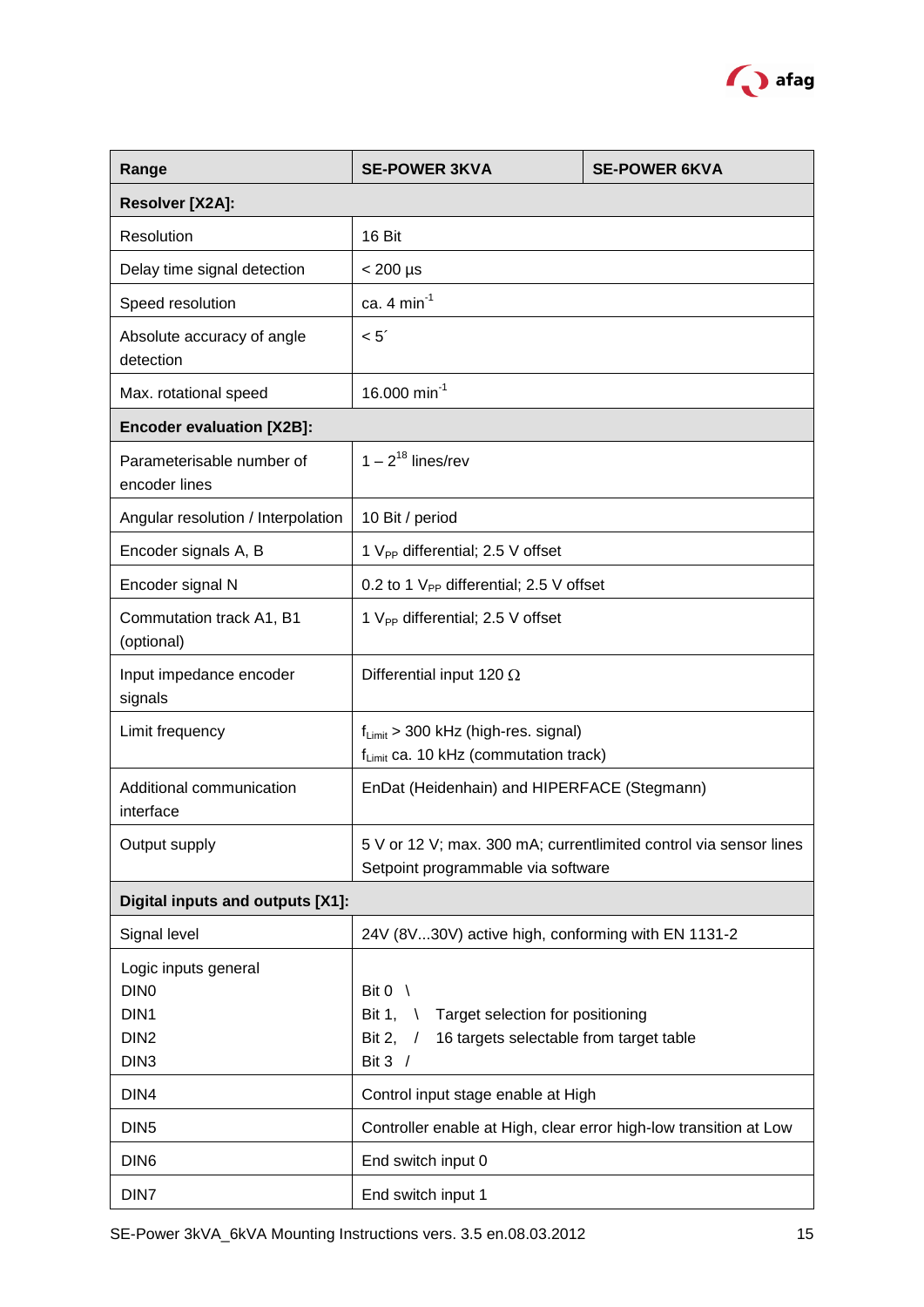| Range | SE-POWER 3KVA | SE-POWER 6KVA |
| --- | --- | --- |
| **Resolver [X2A]:** | | |
| Resolution | 16 Bit | |
| Delay time signal detection | < 200 µs | |
| Speed resolution | ca. 4 $min^{-1}$ | |
| Absolute accuracy of angle detection | < 5´ | |
| Max. rotational speed | 16.000 $min^{-1}$ | |
| **Encoder evaluation [X2B]:** | | |
| Parameterisable number of encoder lines | 1 – $2^{18}$ lines/rev | |
| Angular resolution / Interpolation | 10 Bit / period | |
| Encoder signals A, B | 1 $V_{PP}$ differential; 2.5 V offset | |
| Encoder signal N | 0.2 to 1 $V_{PP}$ differential; 2.5 V offset | |
| Commutation track A1, B1 (optional) | 1 $V_{PP}$ differential; 2.5 V offset | |
| Input impedance encoder signals | Differential input 120 Ω | |
| Limit frequency | $f_{Limit}$ > 300 kHz (high-res. signal)<br>$f_{Limit}$ ca. 10 kHz (commutation track) | |
| Additional communication interface | EnDat (Heidenhain) and HIPERFACE (Stegmann) | |
| Output supply | 5 V or 12 V; max. 300 mA; currentlimited control via sensor lines<br>Setpoint programmable via software | |
| **Digital inputs and outputs [X1]:** | | |
| Signal level | 24V (8V...30V) active high, conforming with EN 1131-2 | |
| Logic inputs general<br>DIN0<br>DIN1<br>DIN2<br>DIN3 | Bit 0 \\<br>Bit 1, \\ Target selection for positioning<br>Bit 2, / 16 targets selectable from target table<br>Bit 3 / | |
| DIN4 | Control input stage enable at High | |
| DIN5 | Controller enable at High, clear error high-low transition at Low | |
| DIN6 | End switch input 0 | |
| DIN7 | End switch input 1 | |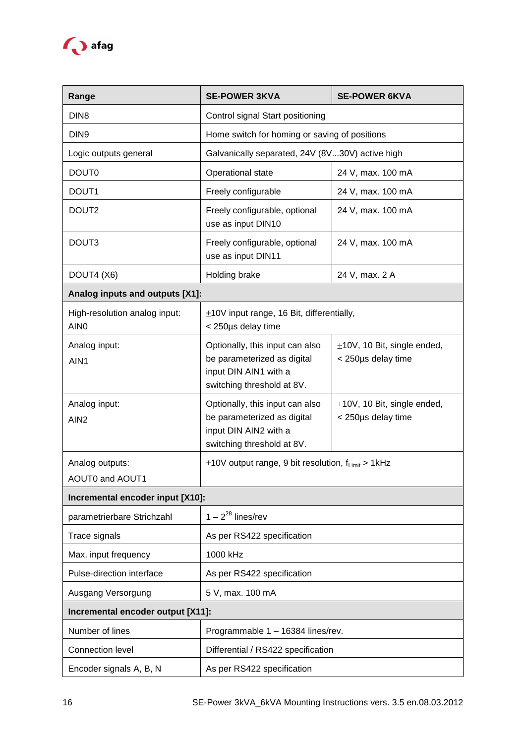| Range | SE-POWER 3KVA | SE-POWER 6KVA |
|---|---|---|
| DIN8 | Control signal Start positioning | |
| DIN9 | Home switch for homing or saving of positions | |
| Logic outputs general | Galvanically separated, 24V (8V...30V) active high | |
| DOUT0 | Operational state | 24 V, max. 100 mA |
| DOUT1 | Freely configurable | 24 V, max. 100 mA |
| DOUT2 | Freely configurable, optional use as input DIN10 | 24 V, max. 100 mA |
| DOUT3 | Freely configurable, optional use as input DIN11 | 24 V, max. 100 mA |
| DOUT4 (X6) | Holding brake | 24 V, max. 2 A |
| **Analog inputs and outputs [X1]:** | | |
| High-resolution analog input: AIN0 | ±10V input range, 16 Bit, differentially, < 250µs delay time | |
| Analog input: AIN1 | Optionally, this input can also be parameterized as digital input DIN AIN1 with a switching threshold at 8V. | ±10V, 10 Bit, single ended, < 250µs delay time |
| Analog input: AIN2 | Optionally, this input can also be parameterized as digital input DIN AIN2 with a switching threshold at 8V. | ±10V, 10 Bit, single ended, < 250µs delay time |
| Analog outputs: AOUT0 and AOUT1 | ±10V output range, 9 bit resolution, $f_{Limit}$ > 1kHz | |
| **Incremental encoder input [X10]:** | | |
| parametrierbare Strichzahl | 1 – $2^{28}$ lines/rev | |
| Trace signals | As per RS422 specification | |
| Max. input frequency | 1000 kHz | |
| Pulse-direction interface | As per RS422 specification | |
| Ausgang Versorgung | 5 V, max. 100 mA | |
| **Incremental encoder output [X11]:** | | |
| Number of lines | Programmable 1 – 16384 lines/rev. | |
| Connection level | Differential / RS422 specification | |
| Encoder signals A, B, N | As per RS422 specification | |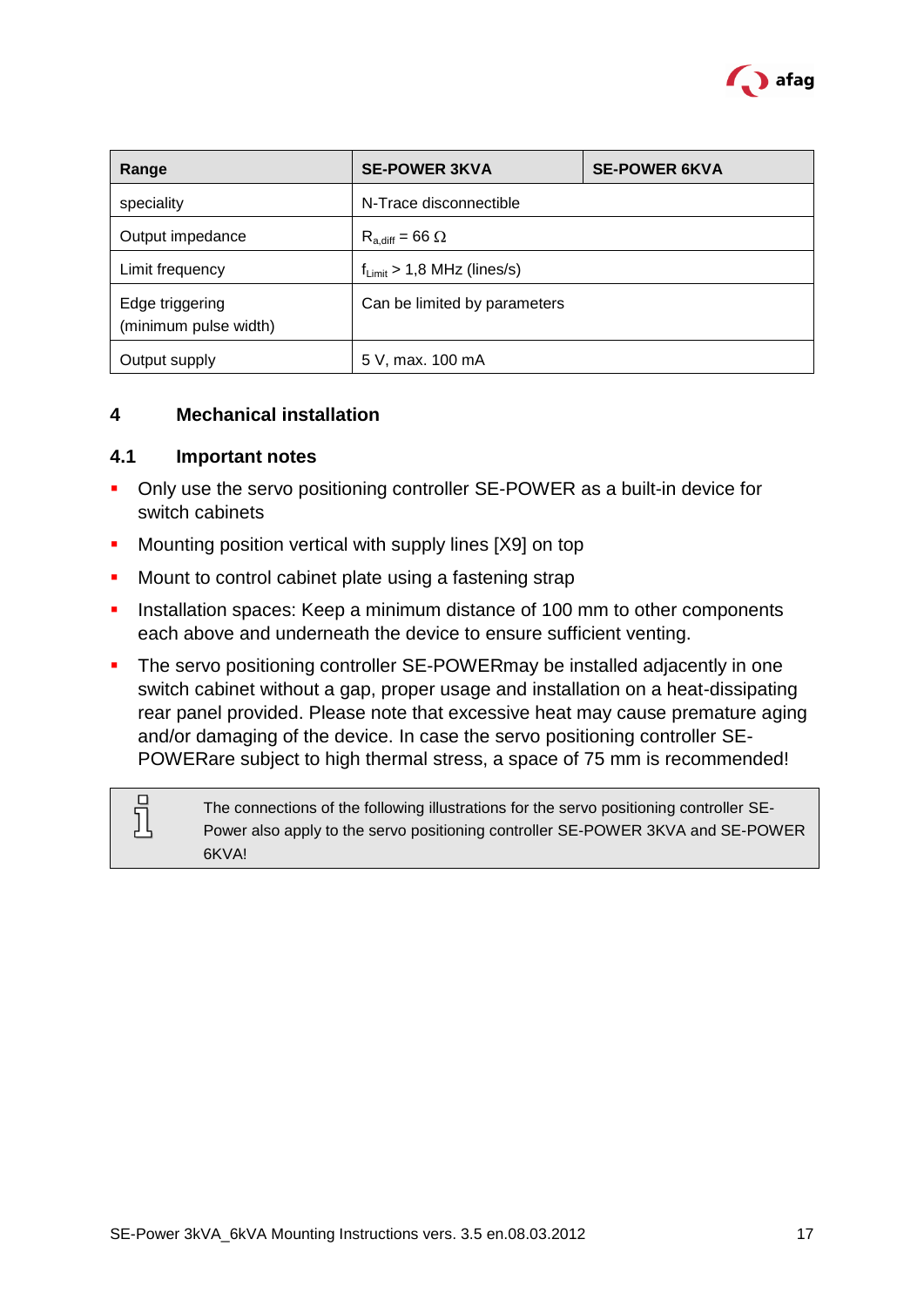| Range | SE-POWER 3KVA | SE-POWER 6KVA |
| --- | --- | --- |
| speciality | N-Trace disconnectible | |
| Output impedance | $R_{a,diff}$ = 66 Ω | |
| Limit frequency | $f_{Limit}$ > 1,8 MHz (lines/s) | |
| Edge triggering (minimum pulse width) | Can be limited by parameters | |
| Output supply | 5 V, max. 100 mA | |

# 4 Mechanical installation

## 4.1 Important notes

- Only use the servo positioning controller SE-POWER as a built-in device for switch cabinets
- Mounting position vertical with supply lines [X9] on top
- Mount to control cabinet plate using a fastening strap
- Installation spaces: Keep a minimum distance of 100 mm to other components each above and underneath the device to ensure sufficient venting.
- The servo positioning controller SE-POWERmay be installed adjacently in one switch cabinet without a gap, proper usage and installation on a heat-dissipating rear panel provided. Please note that excessive heat may cause premature aging and/or damaging of the device. In case the servo positioning controller SE-POWERare subject to high thermal stress, a space of 75 mm is recommended!

> The connections of the following illustrations for the servo positioning controller SE-Power also apply to the servo positioning controller SE-POWER 3KVA and SE-POWER 6KVA!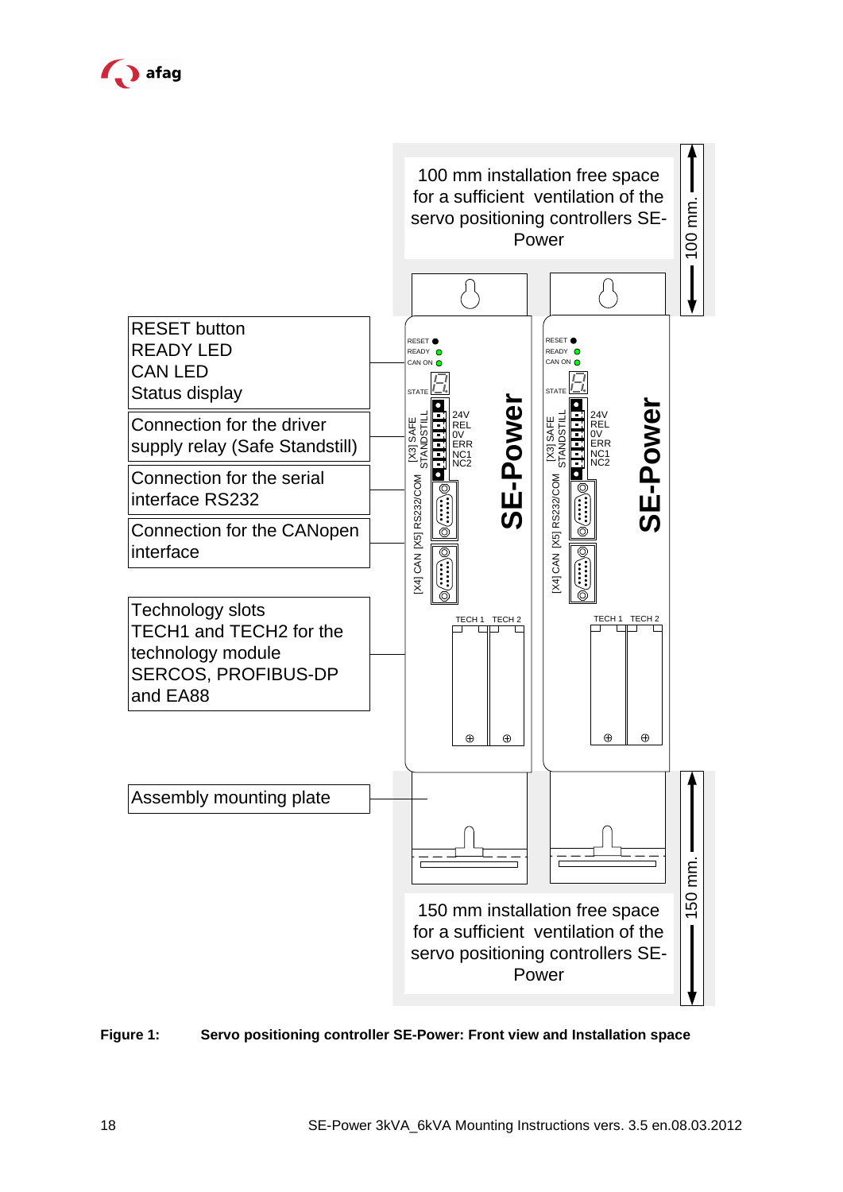100 mm installation free space for a sufficient ventilation of the servo positioning controllers SE-Power

100 mm.

RESET button
READY LED
CAN LED
Status display

Connection for the driver supply relay (Safe Standstill)

Connection for the serial interface RS232

Connection for the CANopen interface

Technology slots TECH1 and TECH2 for the technology module SERCOS, PROFIBUS-DP and EA88

Assembly mounting plate

RESET
READY
CAN ON
STATE
[X3] SAFE STANDSTILL
24V
REL
0V
ERR
NC1
NC2
[X5] RS232/COM
[X4] CAN
TECH 1
TECH 2
SE-Power

150 mm installation free space for a sufficient ventilation of the servo positioning controllers SE-Power

150 mm.

**Figure 1: Servo positioning controller SE-Power: Front view and Installation space**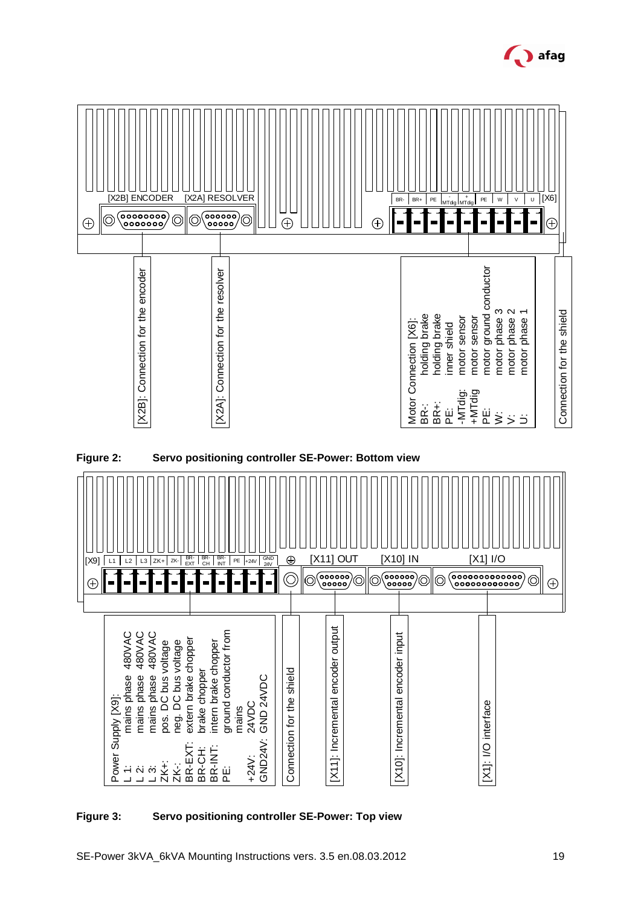[X2B] ENCODER [X2A] RESOLVER

BR- BR+ PE -MTdig +MTdig PE W V U [X6]

[X2B]: Connection for the encoder

[X2A]: Connection for the resolver

Motor Connection [X6]:
BR-: holding brake
BR+: holding brake
PE: inner shield
-MTdig: motor sensor
+MTdig motor sensor
PE: motor ground conductor
W: motor phase 3
V: motor phase 2
U: motor phase 1

Connection for the shield

**Figure 2: Servo positioning controller SE-Power: Bottom view**

[X9] L1 L2 L3 ZK+ ZK- BR-EXT BR-CH BR-INT PE +24V GND 24V

[X11] OUT [X10] IN [X1] I/O

Power Supply [X9]:
L 1: mains phase 480VAC
L 2: mains phase 480VAC
L 3: mains phase 480VAC
ZK+: pos. DC bus voltage
ZK-: neg. DC bus voltage
BR-EXT: extern brake chopper
BR-CH: brake chopper
BR-INT: intern brake chopper
PE: ground conductor from mains
+24V: 24VDC
GND24V: GND 24VDC

Connection for the shield

[X11]: Incremental encoder output

[X10]: Incremental encoder input

[X1]: I/O interface

**Figure 3: Servo positioning controller SE-Power: Top view**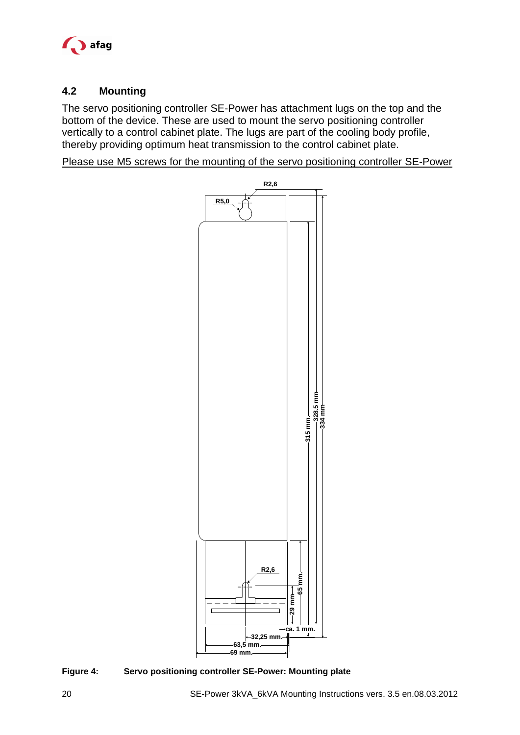## 4.2 Mounting

The servo positioning controller SE-Power has attachment lugs on the top and the bottom of the device. These are used to mount the servo positioning controller vertically to a control cabinet plate. The lugs are part of the cooling body profile, thereby providing optimum heat transmission to the control cabinet plate.

<u>Please use M5 screws for the mounting of the servo positioning controller SE-Power</u>

R2,6

R5,0

315 mm

328.5 mm

334 mm

R2,6

65 mm.

29 mm

ca. 1 mm.

32,25 mm.

63,5 mm.

69 mm.

**Figure 4: Servo positioning controller SE-Power: Mounting plate**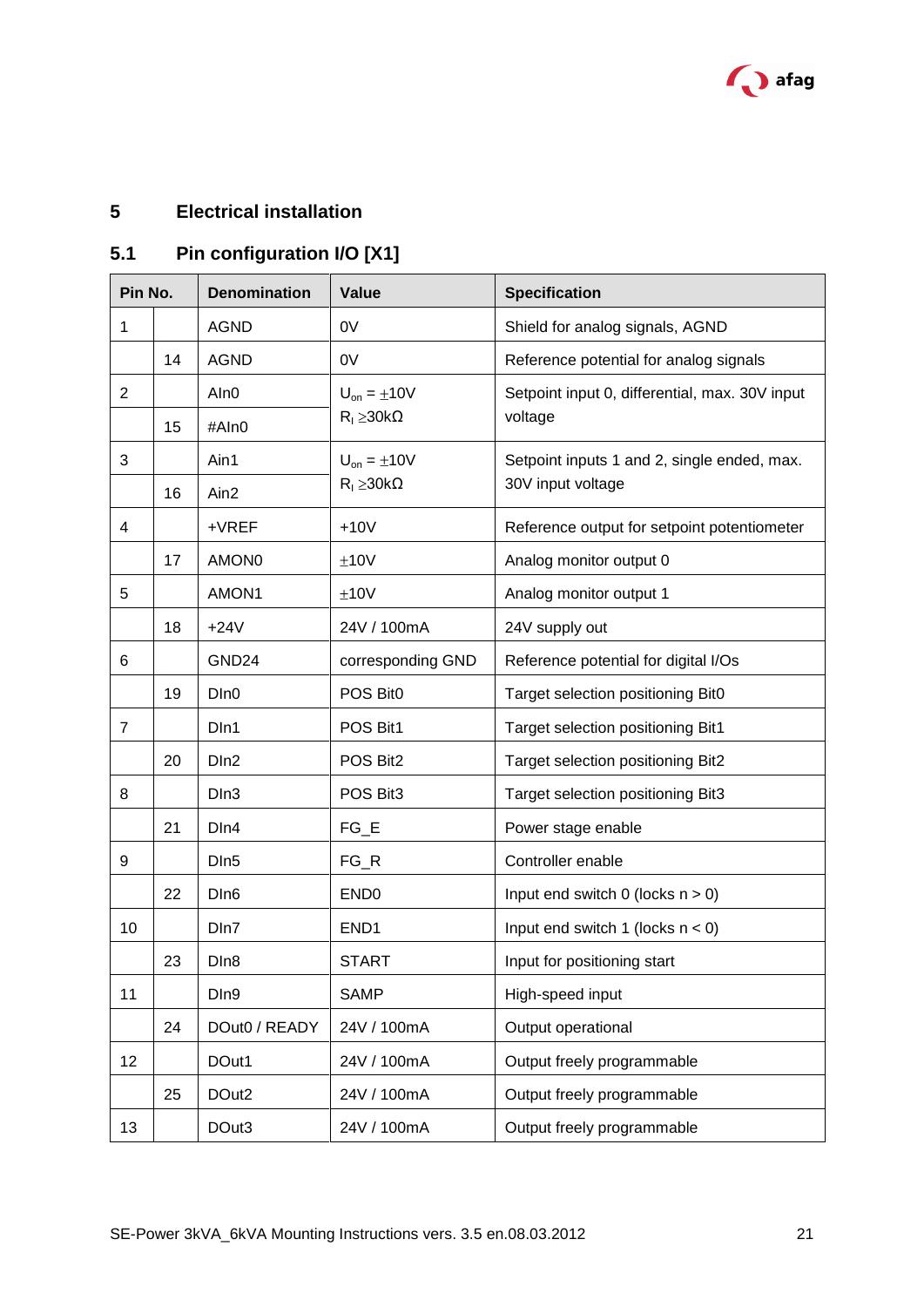# 5 Electrical installation

## 5.1 Pin configuration I/O [X1]

| Pin No. | | Denomination | Value | Specification |
|---|---|---|---|---|
| 1 | | AGND | 0V | Shield for analog signals, AGND |
| | 14 | AGND | 0V | Reference potential for analog signals |
| 2 | | AIn0 | $U_{on} = \pm10V$ $R_i \geq 30k\Omega$ | Setpoint input 0, differential, max. 30V input voltage |
| | 15 | #AIn0 | | |
| 3 | | Ain1 | $U_{on} = \pm10V$ $R_i \geq 30k\Omega$ | Setpoint inputs 1 and 2, single ended, max. 30V input voltage |
| | 16 | Ain2 | | |
| 4 | | +VREF | +10V | Reference output for setpoint potentiometer |
| | 17 | AMON0 | ±10V | Analog monitor output 0 |
| 5 | | AMON1 | ±10V | Analog monitor output 1 |
| | 18 | +24V | 24V / 100mA | 24V supply out |
| 6 | | GND24 | corresponding GND | Reference potential for digital I/Os |
| | 19 | DIn0 | POS Bit0 | Target selection positioning Bit0 |
| 7 | | DIn1 | POS Bit1 | Target selection positioning Bit1 |
| | 20 | DIn2 | POS Bit2 | Target selection positioning Bit2 |
| 8 | | DIn3 | POS Bit3 | Target selection positioning Bit3 |
| | 21 | DIn4 | FG_E | Power stage enable |
| 9 | | DIn5 | FG_R | Controller enable |
| | 22 | DIn6 | END0 | Input end switch 0 (locks n > 0) |
| 10 | | DIn7 | END1 | Input end switch 1 (locks n < 0) |
| | 23 | DIn8 | START | Input for positioning start |
| 11 | | DIn9 | SAMP | High-speed input |
| | 24 | DOut0 / READY | 24V / 100mA | Output operational |
| 12 | | DOut1 | 24V / 100mA | Output freely programmable |
| | 25 | DOut2 | 24V / 100mA | Output freely programmable |
| 13 | | DOut3 | 24V / 100mA | Output freely programmable |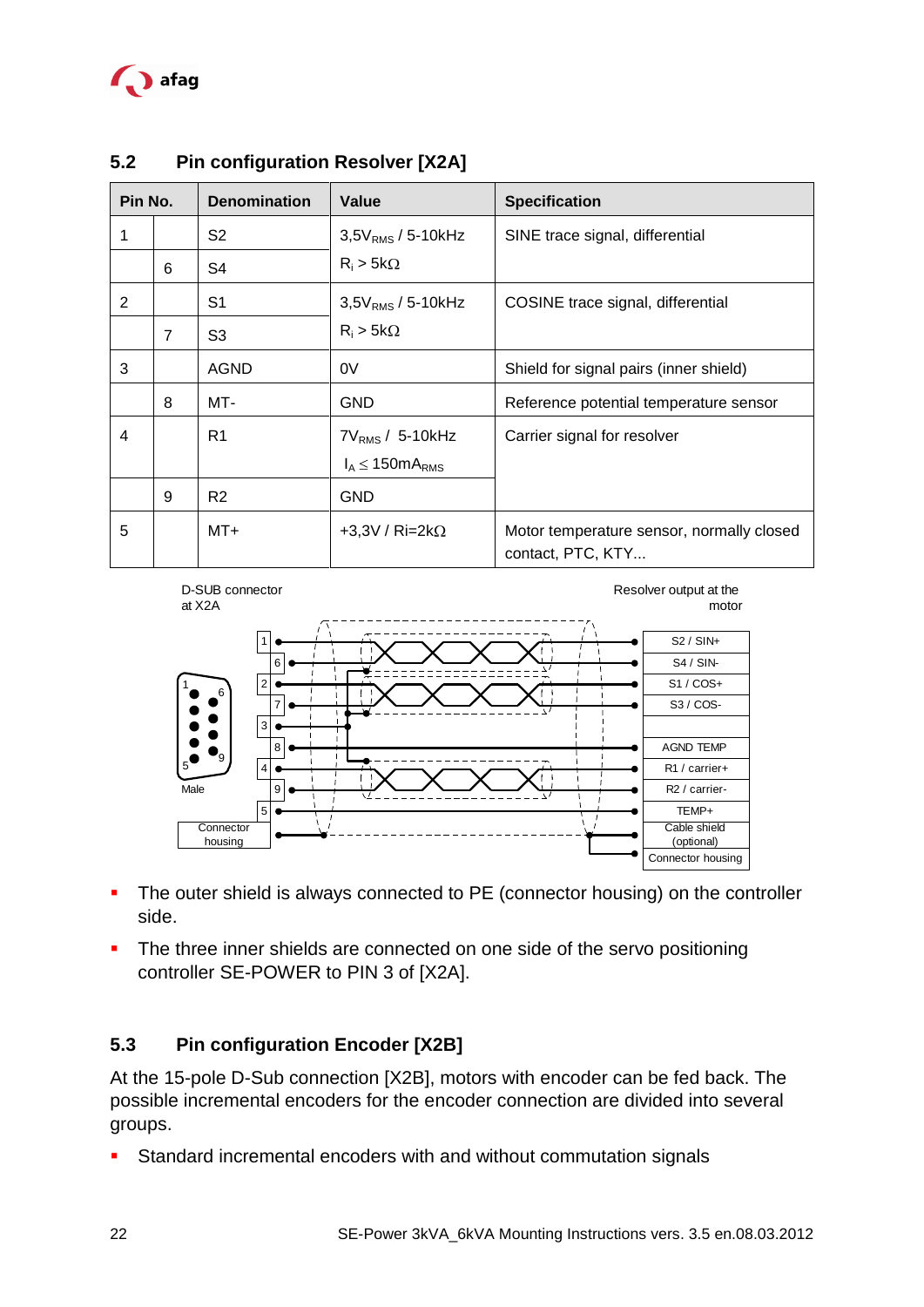## 5.2 Pin configuration Resolver [X2A]

| Pin No. | | Denomination | Value | Specification |
|---|---|---|---|---|
| 1 | | S2 | $3{,}5V_{RMS}$ / 5-10kHz | SINE trace signal, differential |
| | 6 | S4 | $R_i > 5k\Omega$ | |
| 2 | | S1 | $3{,}5V_{RMS}$ / 5-10kHz | COSINE trace signal, differential |
| | 7 | S3 | $R_i > 5k\Omega$ | |
| 3 | | AGND | 0V | Shield for signal pairs (inner shield) |
| | 8 | MT- | GND | Reference potential temperature sensor |
| 4 | | R1 | $7V_{RMS}$ / 5-10kHz $I_A \leq 150mA_{RMS}$ | Carrier signal for resolver |
| | 9 | R2 | GND | |
| 5 | | MT+ | +3,3V / Ri=2kΩ | Motor temperature sensor, normally closed contact, PTC, KTY... |

D-SUB connector at X2A

Resolver output at the motor

- The outer shield is always connected to PE (connector housing) on the controller side.
- The three inner shields are connected on one side of the servo positioning controller SE-POWER to PIN 3 of [X2A].

## 5.3 Pin configuration Encoder [X2B]

At the 15-pole D-Sub connection [X2B], motors with encoder can be fed back. The possible incremental encoders for the encoder connection are divided into several groups.

- Standard incremental encoders with and without commutation signals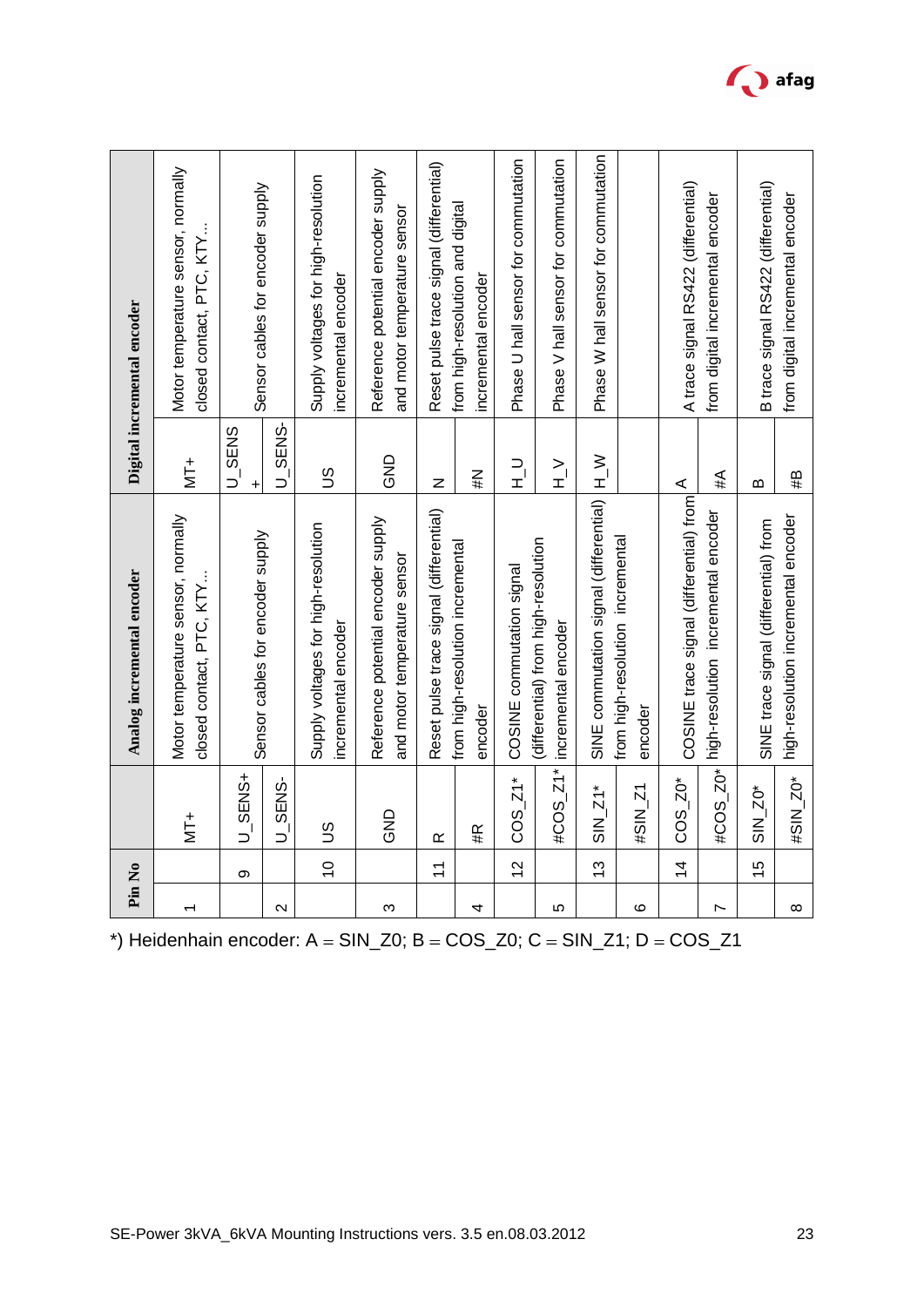| Pin No | | Analog incremental encoder | | Digital incremental encoder | |
|---|---|---|---|---|---|
| 1 | | MT+ | Motor temperature sensor, normally closed contact, PTC, KTY… | MT+ | Motor temperature sensor, normally closed contact, PTC, KTY… |
| | 9 | U_SENS+ | Sensor cables for encoder supply | U_SENS+ | Sensor cables for encoder supply |
| 2 | | U_SENS- | | U_SENS- | |
| | 10 | US | Supply voltages for high-resolution incremental encoder | US | Supply voltages for high-resolution incremental encoder |
| 3 | | GND | Reference potential encoder supply and motor temperature sensor | GND | Reference potential encoder supply and motor temperature sensor |
| | 11 | R | Reset pulse trace signal (differential) from high-resolution incremental encoder | N | Reset pulse trace signal (differential) from high-resolution and digital incremental encoder |
| 4 | | #R | | #N | |
| | 12 | COS_Z1* | COSINE commutation signal (differential) from high-resolution incremental encoder | H_U | Phase U hall sensor for commutation |
| 5 | | #COS_Z1* | | H_V | Phase V hall sensor for commutation |
| | 13 | SIN_Z1* | SINE commutation signal (differential) from high-resolution incremental encoder | H_W | Phase W hall sensor for commutation |
| 6 | | #SIN_Z1 | | | |
| | 14 | COS_Z0* | COSINE trace signal (differential) from high-resolution incremental encoder | A | A trace signal RS422 (differential) from digital incremental encoder |
| 7 | | #COS_Z0* | | #A | |
| | 15 | SIN_Z0* | SINE trace signal (differential) from high-resolution incremental encoder | B | B trace signal RS422 (differential) from digital incremental encoder |
| 8 | | #SIN_Z0* | | #B | |

*) Heidenhain encoder: A = SIN_Z0; B = COS_Z0; C = SIN_Z1; D = COS_Z1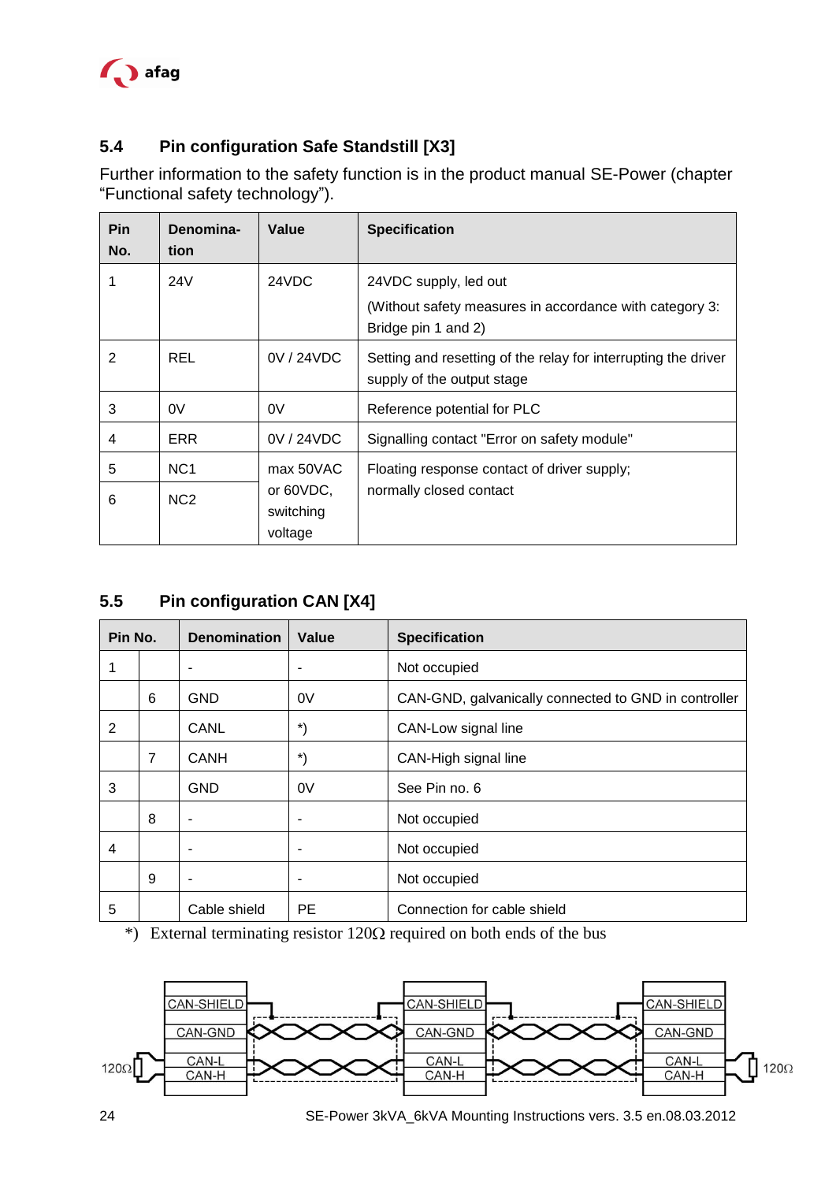## 5.4 Pin configuration Safe Standstill [X3]

Further information to the safety function is in the product manual SE-Power (chapter “Functional safety technology”).

| Pin No. | Denomination | Value | Specification |
|---|---|---|---|
| 1 | 24V | 24VDC | 24VDC supply, led out<br>(Without safety measures in accordance with category 3: Bridge pin 1 and 2) |
| 2 | REL | 0V / 24VDC | Setting and resetting of the relay for interrupting the driver supply of the output stage |
| 3 | 0V | 0V | Reference potential for PLC |
| 4 | ERR | 0V / 24VDC | Signalling contact "Error on safety module" |
| 5 | NC1 | max 50VAC or 60VDC, switching voltage | Floating response contact of driver supply; normally closed contact |
| 6 | NC2 | | |

## 5.5 Pin configuration CAN [X4]

| Pin No. | | Denomination | Value | Specification |
|---|---|---|---|---|
| 1 | | - | - | Not occupied |
| | 6 | GND | 0V | CAN-GND, galvanically connected to GND in controller |
| 2 | | CANL | *) | CAN-Low signal line |
| | 7 | CANH | *) | CAN-High signal line |
| 3 | | GND | 0V | See Pin no. 6 |
| | 8 | - | - | Not occupied |
| 4 | | - | - | Not occupied |
| | 9 | - | - | Not occupied |
| 5 | | Cable shield | PE | Connection for cable shield |

*) External terminating resistor 120Ω required on both ends of the bus

120Ω CAN-SHIELD CAN-GND CAN-L CAN-H — CAN-SHIELD CAN-GND CAN-L CAN-H — CAN-SHIELD CAN-GND CAN-L CAN-H 120Ω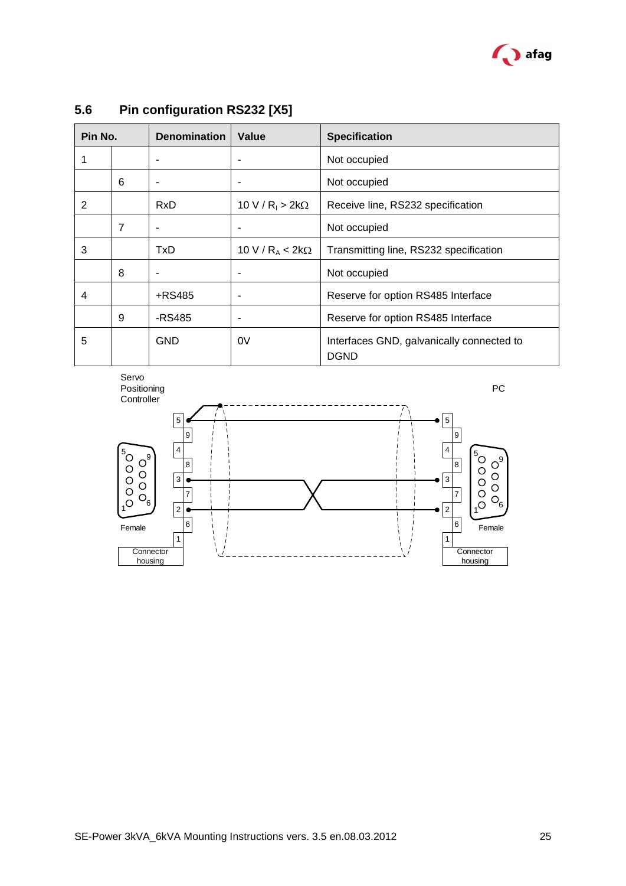## 5.6 Pin configuration RS232 [X5]

| Pin No. | | Denomination | Value | Specification |
|---|---|---|---|---|
| 1 | | - | - | Not occupied |
| | 6 | - | - | Not occupied |
| 2 | | RxD | 10 V / $R_I$ > 2kΩ | Receive line, RS232 specification |
| | 7 | - | - | Not occupied |
| 3 | | TxD | 10 V / $R_A$ < 2kΩ | Transmitting line, RS232 specification |
| | 8 | - | - | Not occupied |
| 4 | | +RS485 | - | Reserve for option RS485 Interface |
| | 9 | -RS485 | - | Reserve for option RS485 Interface |
| 5 | | GND | 0V | Interfaces GND, galvanically connected to DGND |

Servo Positioning Controller

PC

Female

Female

Connector housing

Connector housing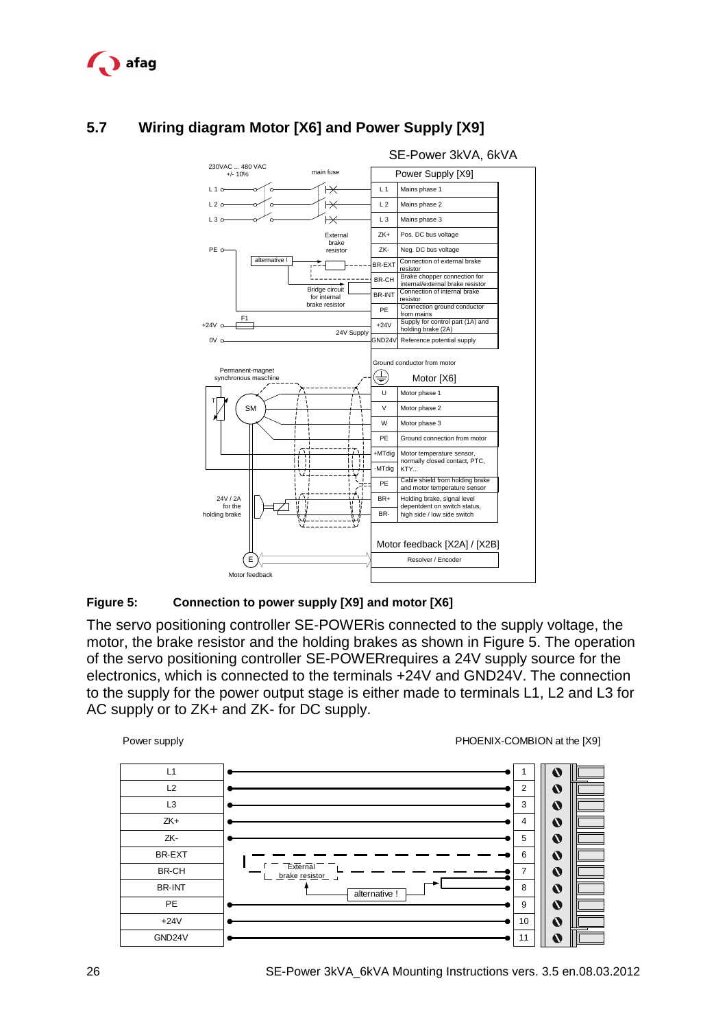## 5.7 Wiring diagram Motor [X6] and Power Supply [X9]

SE-Power 3kVA, 6kVA

| Power Supply [X9] | |
|---|---|
| L 1 | Mains phase 1 |
| L 2 | Mains phase 2 |
| L 3 | Mains phase 3 |
| ZK+ | Pos. DC bus voltage |
| ZK- | Neg. DC bus voltage |
| BR-EXT | Connection of external brake resistor |
| BR-CH | Brake chopper connection for internal/external brake resistor |
| BR-INT | Connection of internal brake resistor |
| PE | Connection ground conductor from mains |
| +24V | Supply for control part (1A) and holding brake (2A) |
| GND24V | Reference potential supply |

Ground conductor from motor

| Motor [X6] | |
|---|---|
| U | Motor phase 1 |
| V | Motor phase 2 |
| W | Motor phase 3 |
| PE | Ground connection from motor |
| +MTdig | Motor temperature sensor, normally closed contact, PTC, KTY... |
| -MTdig | |
| PE | Cable shield from holding brake and motor temperature sensor |
| BR+ | Holding brake, signal level dependent on switch status, high side / low side switch |
| BR- | |

| Motor feedback [X2A] / [X2B] |
|---|
| Resolver / Encoder |

230VAC ... 480 VAC +/- 10%; main fuse; External brake resistor; alternative !; Bridge circuit for internal brake resistor; F1; +24V; 0V; 24V Supply; Permanent-magnet synchronous machine; SM; T; 24V / 2A for the holding brake; E; Motor feedback

**Figure 5: Connection to power supply [X9] and motor [X6]**

The servo positioning controller SE-POWERis connected to the supply voltage, the motor, the brake resistor and the holding brakes as shown in Figure 5. The operation of the servo positioning controller SE-POWERrequires a 24V supply source for the electronics, which is connected to the terminals +24V and GND24V. The connection to the supply for the power output stage is either made to terminals L1, L2 and L3 for AC supply or to ZK+ and ZK- for DC supply.

| Power supply | PHOENIX-COMBION at the [X9] |
|---|---|
| L1 | 1 |
| L2 | 2 |
| L3 | 3 |
| ZK+ | 4 |
| ZK- | 5 |
| BR-EXT | 6 |
| BR-CH | 7 |
| BR-INT | 8 |
| PE | 9 |
| +24V | 10 |
| GND24V | 11 |

External brake resistor; alternative !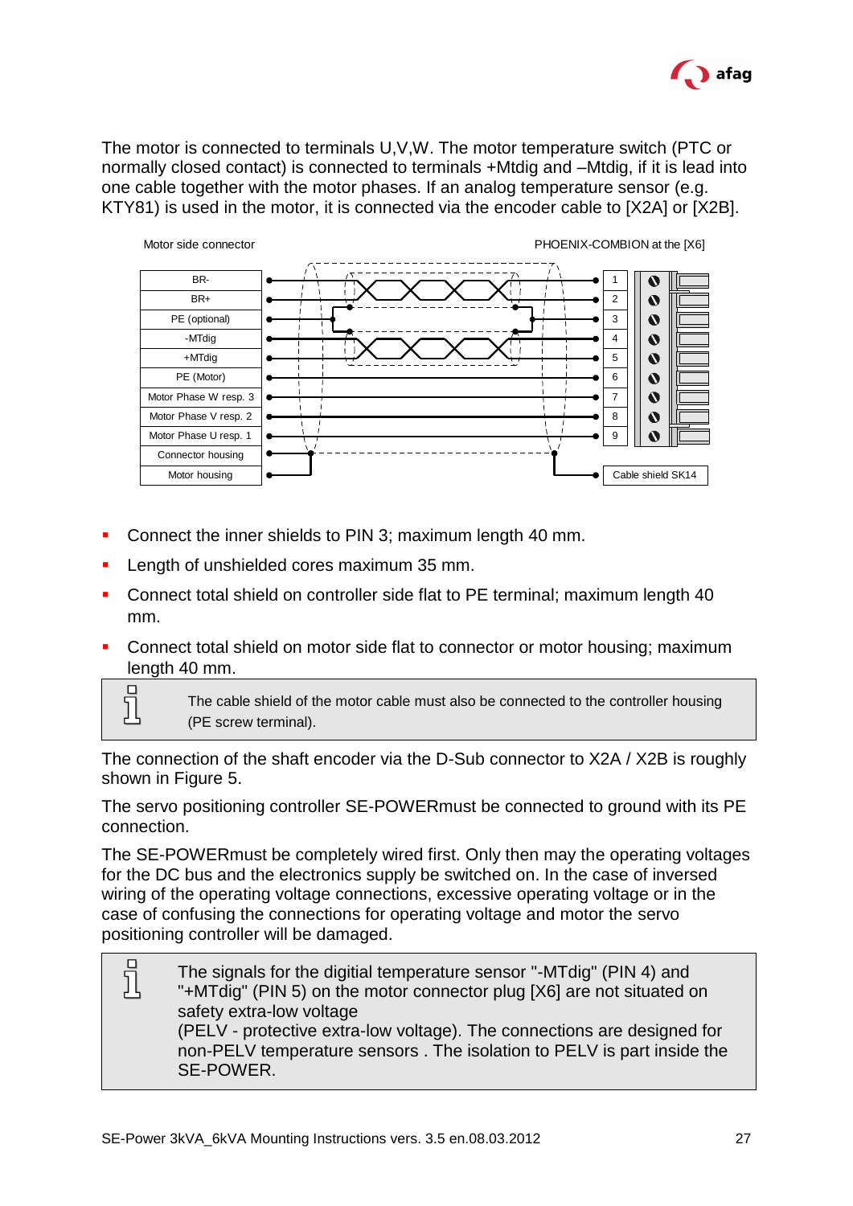The motor is connected to terminals U,V,W. The motor temperature switch (PTC or normally closed contact) is connected to terminals +Mtdig and –Mtdig, if it is lead into one cable together with the motor phases. If an analog temperature sensor (e.g. KTY81) is used in the motor, it is connected via the encoder cable to [X2A] or [X2B].

| Motor side connector | PHOENIX-COMBION at the [X6] |
|---|---|
| BR- | 1 |
| BR+ | 2 |
| PE (optional) | 3 |
| -MTdig | 4 |
| +MTdig | 5 |
| PE (Motor) | 6 |
| Motor Phase W resp. 3 | 7 |
| Motor Phase V resp. 2 | 8 |
| Motor Phase U resp. 1 | 9 |
| Connector housing | |
| Motor housing | Cable shield SK14 |

- Connect the inner shields to PIN 3; maximum length 40 mm.
- Length of unshielded cores maximum 35 mm.
- Connect total shield on controller side flat to PE terminal; maximum length 40 mm.
- Connect total shield on motor side flat to connector or motor housing; maximum length 40 mm.

> The cable shield of the motor cable must also be connected to the controller housing (PE screw terminal).

The connection of the shaft encoder via the D-Sub connector to X2A / X2B is roughly shown in Figure 5.

The servo positioning controller SE-POWERmust be connected to ground with its PE connection.

The SE-POWERmust be completely wired first. Only then may the operating voltages for the DC bus and the electronics supply be switched on. In the case of inversed wiring of the operating voltage connections, excessive operating voltage or in the case of confusing the connections for operating voltage and motor the servo positioning controller will be damaged.

> The signals for the digitial temperature sensor "-MTdig" (PIN 4) and "+MTdig" (PIN 5) on the motor connector plug [X6] are not situated on safety extra-low voltage
> (PELV - protective extra-low voltage). The connections are designed for non-PELV temperature sensors . The isolation to PELV is part inside the SE-POWER.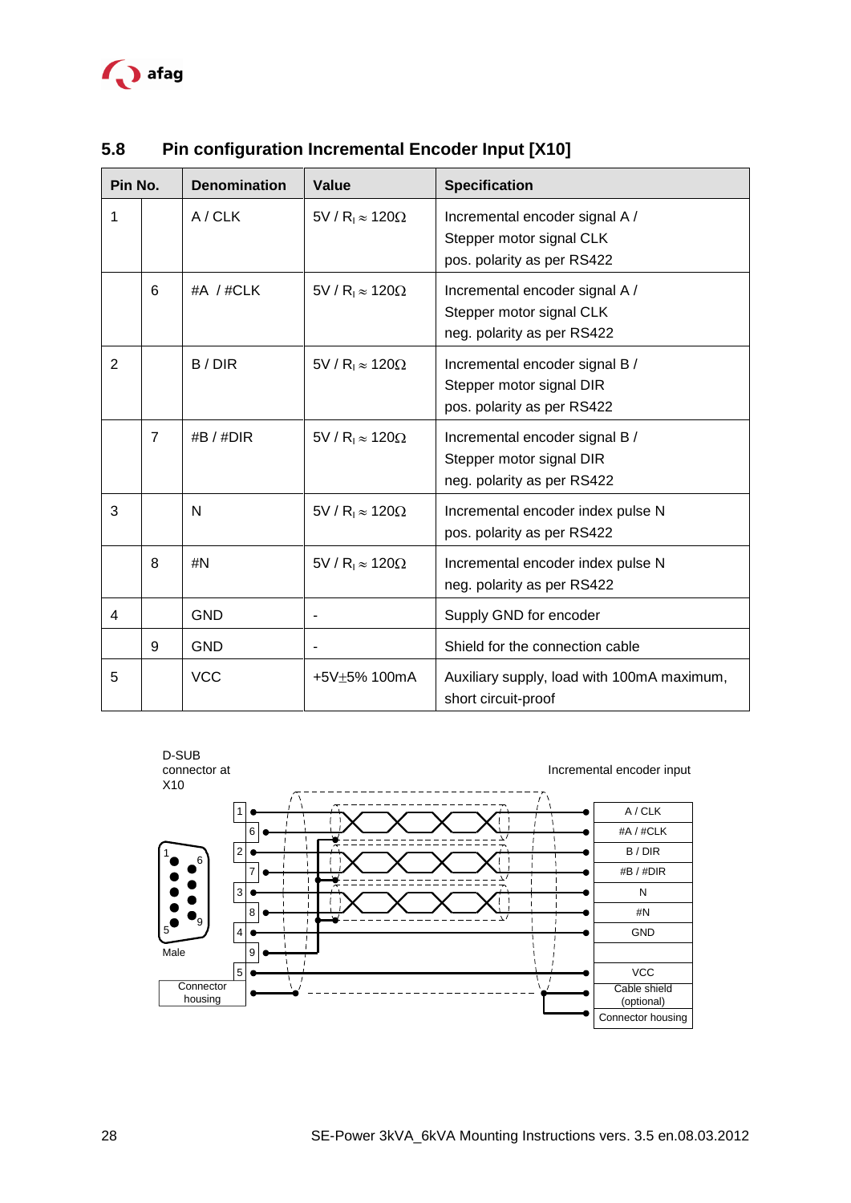## 5.8 Pin configuration Incremental Encoder Input [X10]

| Pin No. | | Denomination | Value | Specification |
|---|---|---|---|---|
| 1 | | A / CLK | 5V / $R_I \approx 120\Omega$ | Incremental encoder signal A / Stepper motor signal CLK pos. polarity as per RS422 |
| | 6 | #A / #CLK | 5V / $R_I \approx 120\Omega$ | Incremental encoder signal A / Stepper motor signal CLK neg. polarity as per RS422 |
| 2 | | B / DIR | 5V / $R_I \approx 120\Omega$ | Incremental encoder signal B / Stepper motor signal DIR pos. polarity as per RS422 |
| | 7 | #B / #DIR | 5V / $R_I \approx 120\Omega$ | Incremental encoder signal B / Stepper motor signal DIR neg. polarity as per RS422 |
| 3 | | N | 5V / $R_I \approx 120\Omega$ | Incremental encoder index pulse N pos. polarity as per RS422 |
| | 8 | #N | 5V / $R_I \approx 120\Omega$ | Incremental encoder index pulse N neg. polarity as per RS422 |
| 4 | | GND | - | Supply GND for encoder |
| | 9 | GND | - | Shield for the connection cable |
| 5 | | VCC | +5V±5% 100mA | Auxiliary supply, load with 100mA maximum, short circuit-proof |

D-SUB connector at X10

Incremental encoder input

| Pin | Signal |
|---|---|
| 1 | A / CLK |
| 6 | #A / #CLK |
| 2 | B / DIR |
| 7 | #B / #DIR |
| 3 | N |
| 8 | #N |
| 4 | GND |
| 9 | |
| 5 | VCC |
| Connector housing | Cable shield (optional) |
| | Connector housing |

Male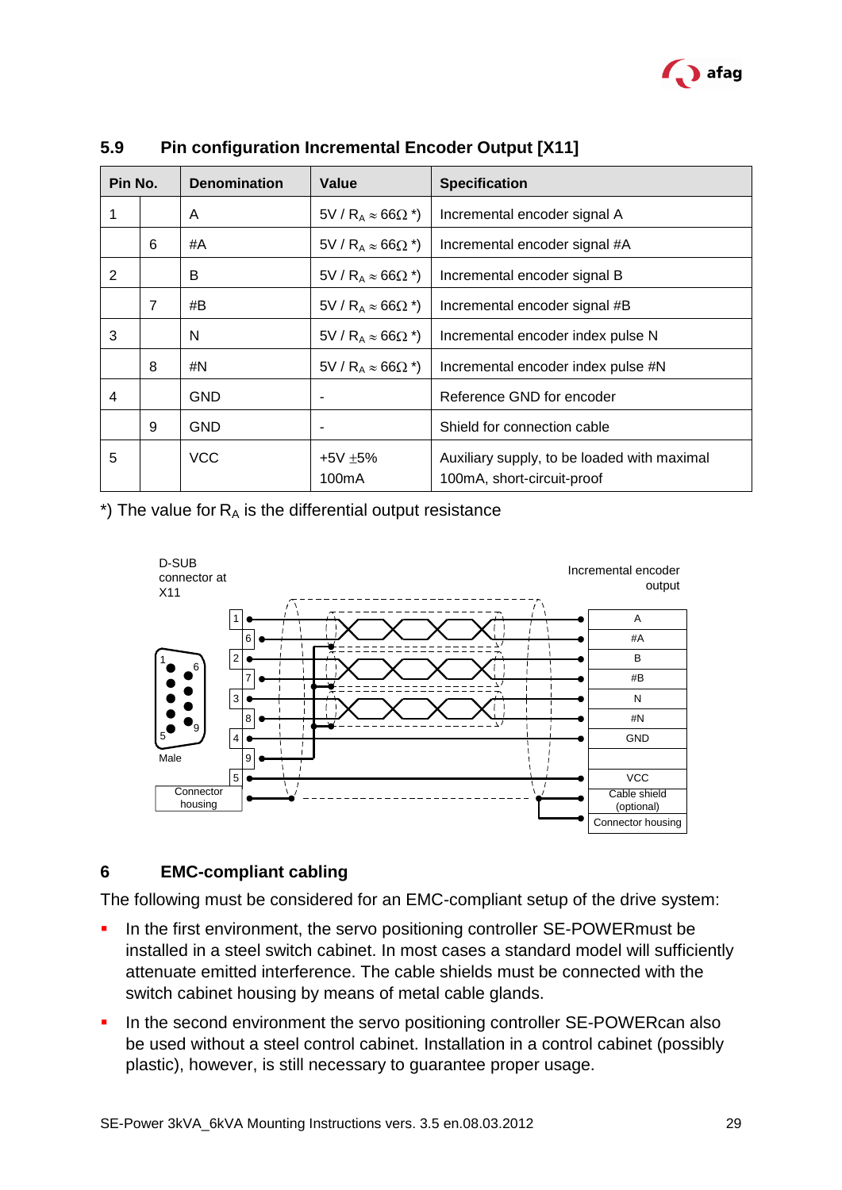## 5.9 Pin configuration Incremental Encoder Output [X11]

| Pin No. | | Denomination | Value | Specification |
|---|---|---|---|---|
| 1 | | A | 5V / $R_A \approx 66\Omega$ *) | Incremental encoder signal A |
| | 6 | #A | 5V / $R_A \approx 66\Omega$ *) | Incremental encoder signal #A |
| 2 | | B | 5V / $R_A \approx 66\Omega$ *) | Incremental encoder signal B |
| | 7 | #B | 5V / $R_A \approx 66\Omega$ *) | Incremental encoder signal #B |
| 3 | | N | 5V / $R_A \approx 66\Omega$ *) | Incremental encoder index pulse N |
| | 8 | #N | 5V / $R_A \approx 66\Omega$ *) | Incremental encoder index pulse #N |
| 4 | | GND | - | Reference GND for encoder |
| | 9 | GND | - | Shield for connection cable |
| 5 | | VCC | +5V $\pm$5% 100mA | Auxiliary supply, to be loaded with maximal 100mA, short-circuit-proof |

*) The value for $R_A$ is the differential output resistance

D-SUB connector at X11

Incremental encoder output

1, 6, 2, 7, 3, 8, 4, 9, 5

Male

Connector housing

A, #A, B, #B, N, #N, GND, VCC, Cable shield (optional), Connector housing

# 6 EMC-compliant cabling

The following must be considered for an EMC-compliant setup of the drive system:

- In the first environment, the servo positioning controller SE-POWERmust be installed in a steel switch cabinet. In most cases a standard model will sufficiently attenuate emitted interference. The cable shields must be connected with the switch cabinet housing by means of metal cable glands.
- In the second environment the servo positioning controller SE-POWERcan also be used without a steel control cabinet. Installation in a control cabinet (possibly plastic), however, is still necessary to guarantee proper usage.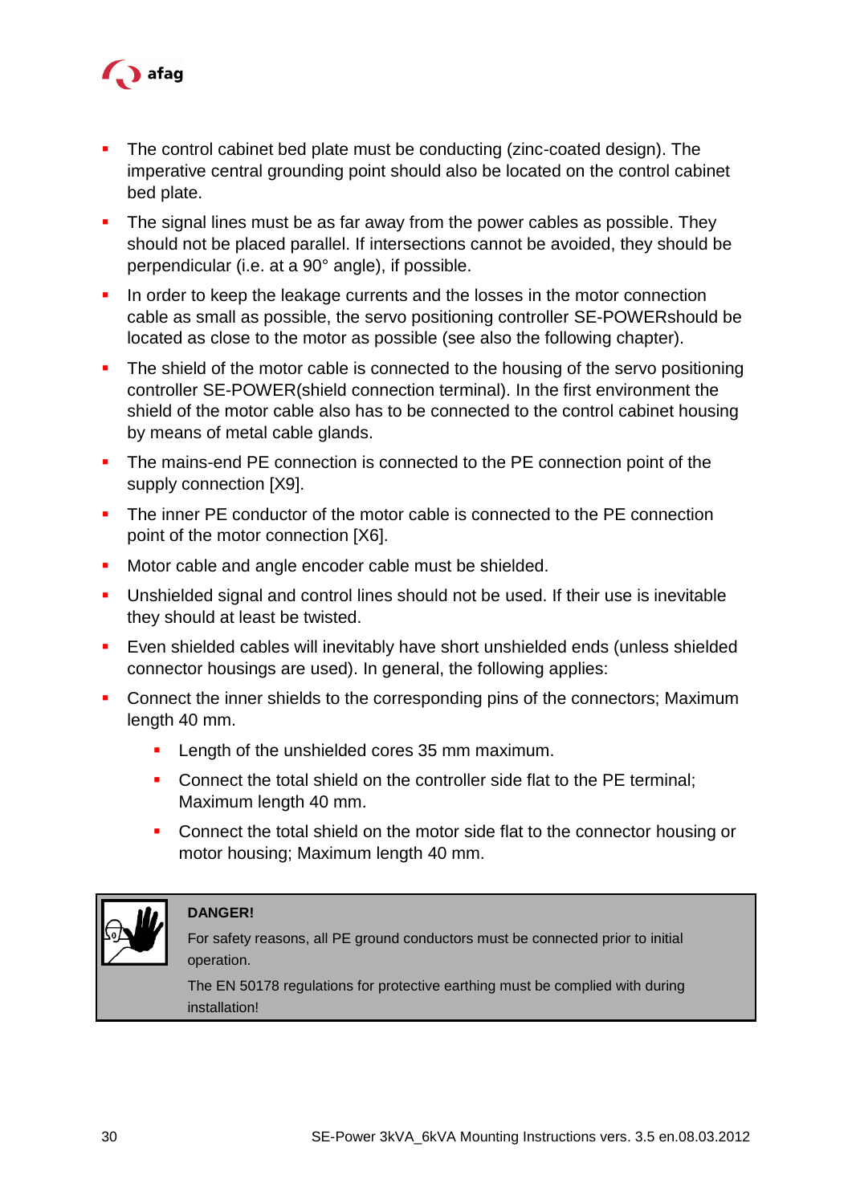- The control cabinet bed plate must be conducting (zinc-coated design). The imperative central grounding point should also be located on the control cabinet bed plate.
- The signal lines must be as far away from the power cables as possible. They should not be placed parallel. If intersections cannot be avoided, they should be perpendicular (i.e. at a 90° angle), if possible.
- In order to keep the leakage currents and the losses in the motor connection cable as small as possible, the servo positioning controller SE-POWERshould be located as close to the motor as possible (see also the following chapter).
- The shield of the motor cable is connected to the housing of the servo positioning controller SE-POWER(shield connection terminal). In the first environment the shield of the motor cable also has to be connected to the control cabinet housing by means of metal cable glands.
- The mains-end PE connection is connected to the PE connection point of the supply connection [X9].
- The inner PE conductor of the motor cable is connected to the PE connection point of the motor connection [X6].
- Motor cable and angle encoder cable must be shielded.
- Unshielded signal and control lines should not be used. If their use is inevitable they should at least be twisted.
- Even shielded cables will inevitably have short unshielded ends (unless shielded connector housings are used). In general, the following applies:
- Connect the inner shields to the corresponding pins of the connectors; Maximum length 40 mm.
  - Length of the unshielded cores 35 mm maximum.
  - Connect the total shield on the controller side flat to the PE terminal; Maximum length 40 mm.
  - Connect the total shield on the motor side flat to the connector housing or motor housing; Maximum length 40 mm.

> **DANGER!**
>
> For safety reasons, all PE ground conductors must be connected prior to initial operation.
>
> The EN 50178 regulations for protective earthing must be complied with during installation!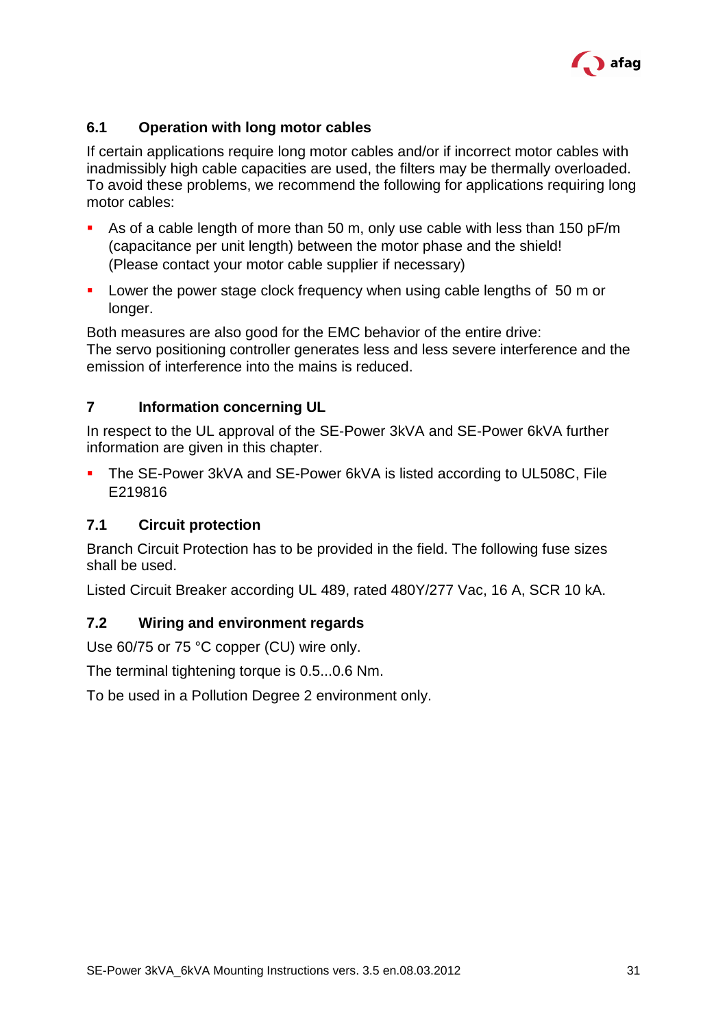## 6.1 Operation with long motor cables

If certain applications require long motor cables and/or if incorrect motor cables with inadmissibly high cable capacities are used, the filters may be thermally overloaded. To avoid these problems, we recommend the following for applications requiring long motor cables:

- As of a cable length of more than 50 m, only use cable with less than 150 pF/m (capacitance per unit length) between the motor phase and the shield! (Please contact your motor cable supplier if necessary)
- Lower the power stage clock frequency when using cable lengths of 50 m or longer.

Both measures are also good for the EMC behavior of the entire drive:
The servo positioning controller generates less and less severe interference and the emission of interference into the mains is reduced.

# 7 Information concerning UL

In respect to the UL approval of the SE-Power 3kVA and SE-Power 6kVA further information are given in this chapter.

- The SE-Power 3kVA and SE-Power 6kVA is listed according to UL508C, File E219816

## 7.1 Circuit protection

Branch Circuit Protection has to be provided in the field. The following fuse sizes shall be used.

Listed Circuit Breaker according UL 489, rated 480Y/277 Vac, 16 A, SCR 10 kA.

## 7.2 Wiring and environment regards

Use 60/75 or 75 °C copper (CU) wire only.

The terminal tightening torque is 0.5...0.6 Nm.

To be used in a Pollution Degree 2 environment only.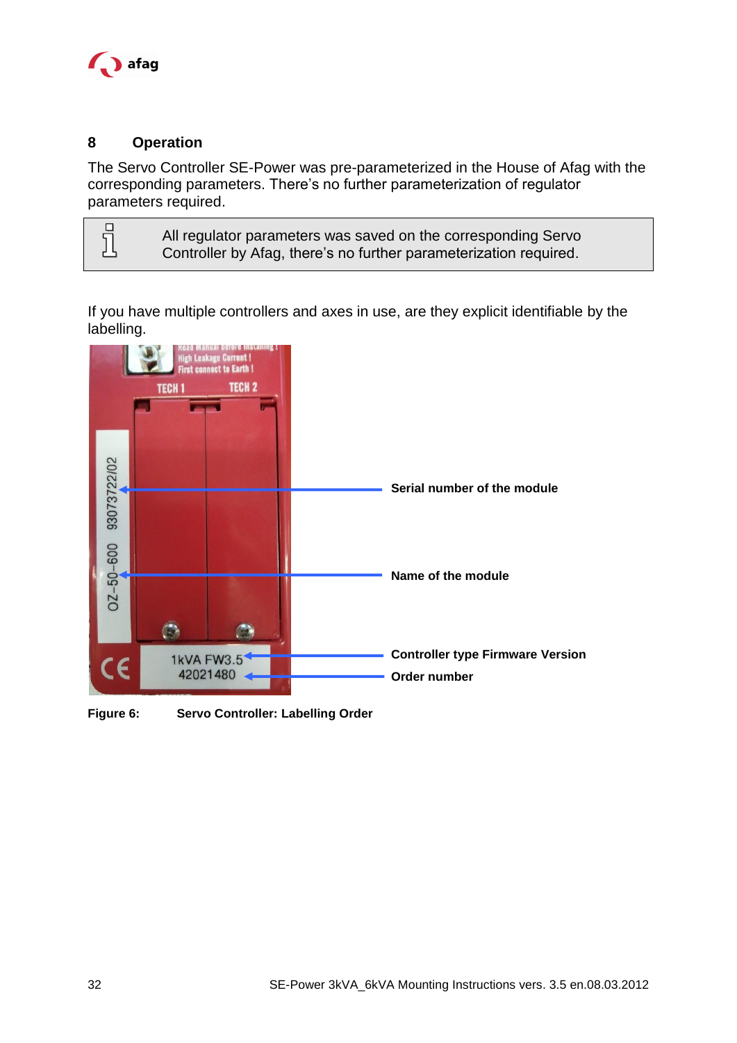# 8 Operation

The Servo Controller SE-Power was pre-parameterized in the House of Afag with the corresponding parameters. There's no further parameterization of regulator parameters required.

> All regulator parameters was saved on the corresponding Servo Controller by Afag, there's no further parameterization required.

If you have multiple controllers and axes in use, are they explicit identifiable by the labelling.

**Serial number of the module**

**Name of the module**

**Controller type Firmware Version**

**Order number**

**Figure 6:** **Servo Controller: Labelling Order**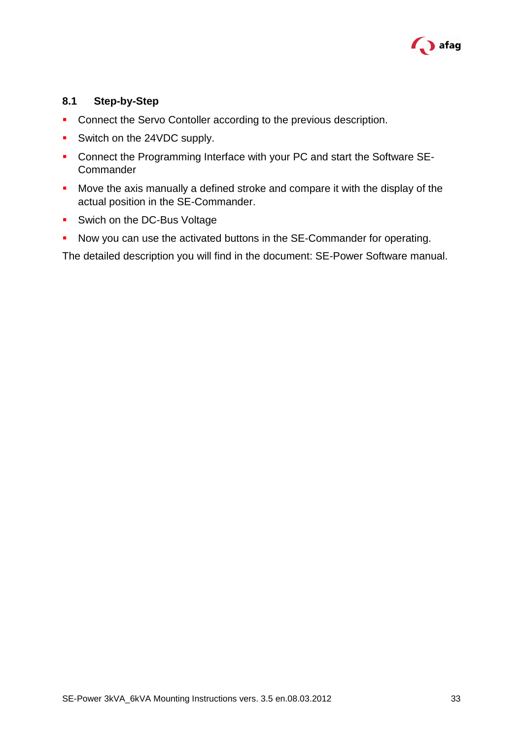## 8.1 Step-by-Step

- Connect the Servo Contoller according to the previous description.
- Switch on the 24VDC supply.
- Connect the Programming Interface with your PC and start the Software SE-Commander
- Move the axis manually a defined stroke and compare it with the display of the actual position in the SE-Commander.
- Swich on the DC-Bus Voltage
- Now you can use the activated buttons in the SE-Commander for operating.

The detailed description you will find in the document: SE-Power Software manual.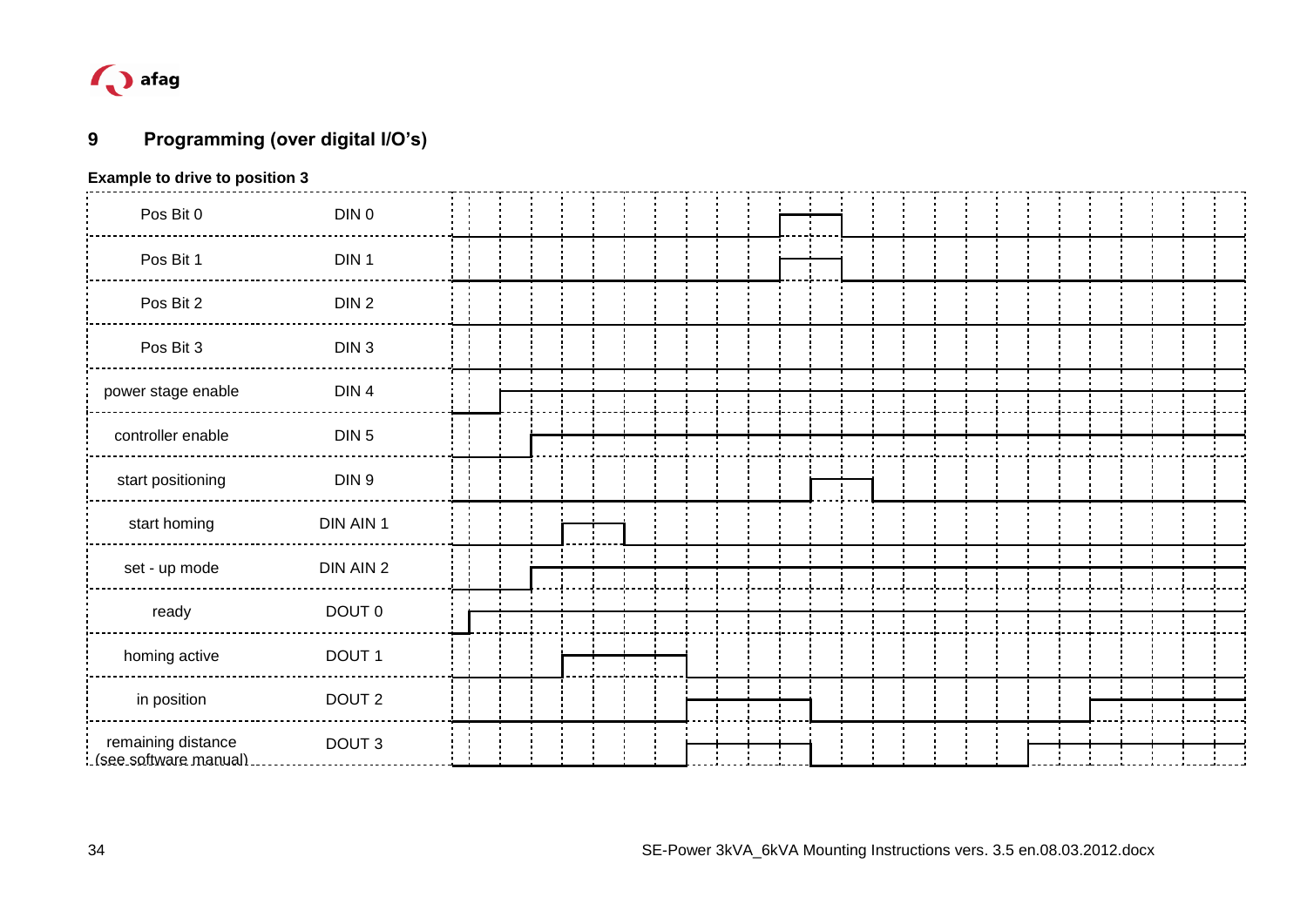# 9 Programming (over digital I/O's)

**Example to drive to position 3**

| Signal | Input/Output |
|---|---|
| Pos Bit 0 | DIN 0 |
| Pos Bit 1 | DIN 1 |
| Pos Bit 2 | DIN 2 |
| Pos Bit 3 | DIN 3 |
| power stage enable | DIN 4 |
| controller enable | DIN 5 |
| start positioning | DIN 9 |
| start homing | DIN AIN 1 |
| set - up mode | DIN AIN 2 |
| ready | DOUT 0 |
| homing active | DOUT 1 |
| in position | DOUT 2 |
| remaining distance (see software manual) | DOUT 3 |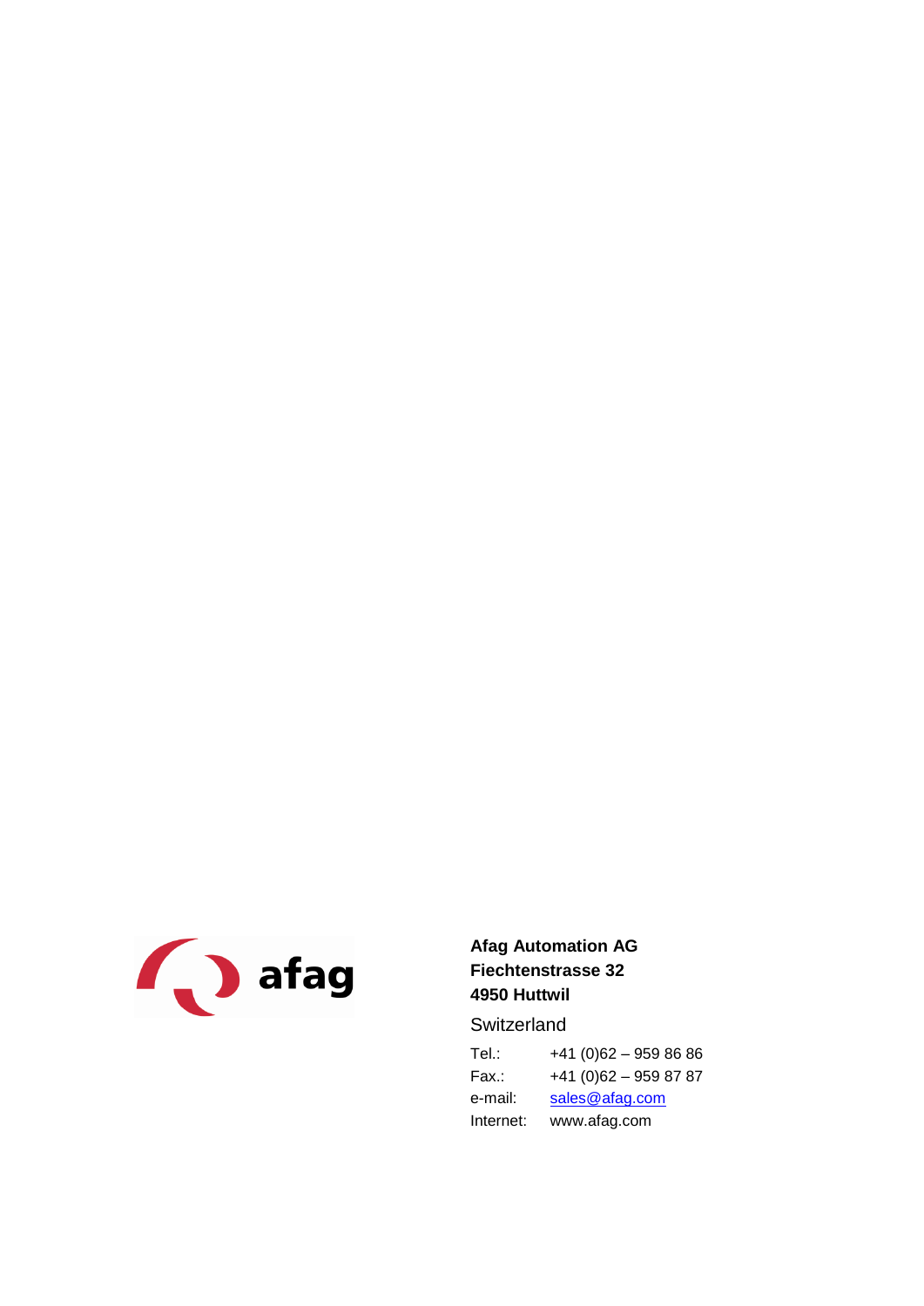afag

**Afag Automation AG**
**Fiechtenstrasse 32**
**4950 Huttwil**

Switzerland

| | |
|---|---|
| Tel.: | +41 (0)62 – 959 86 86 |
| Fax.: | +41 (0)62 – 959 87 87 |
| e-mail: | sales@afag.com |
| Internet: | www.afag.com |